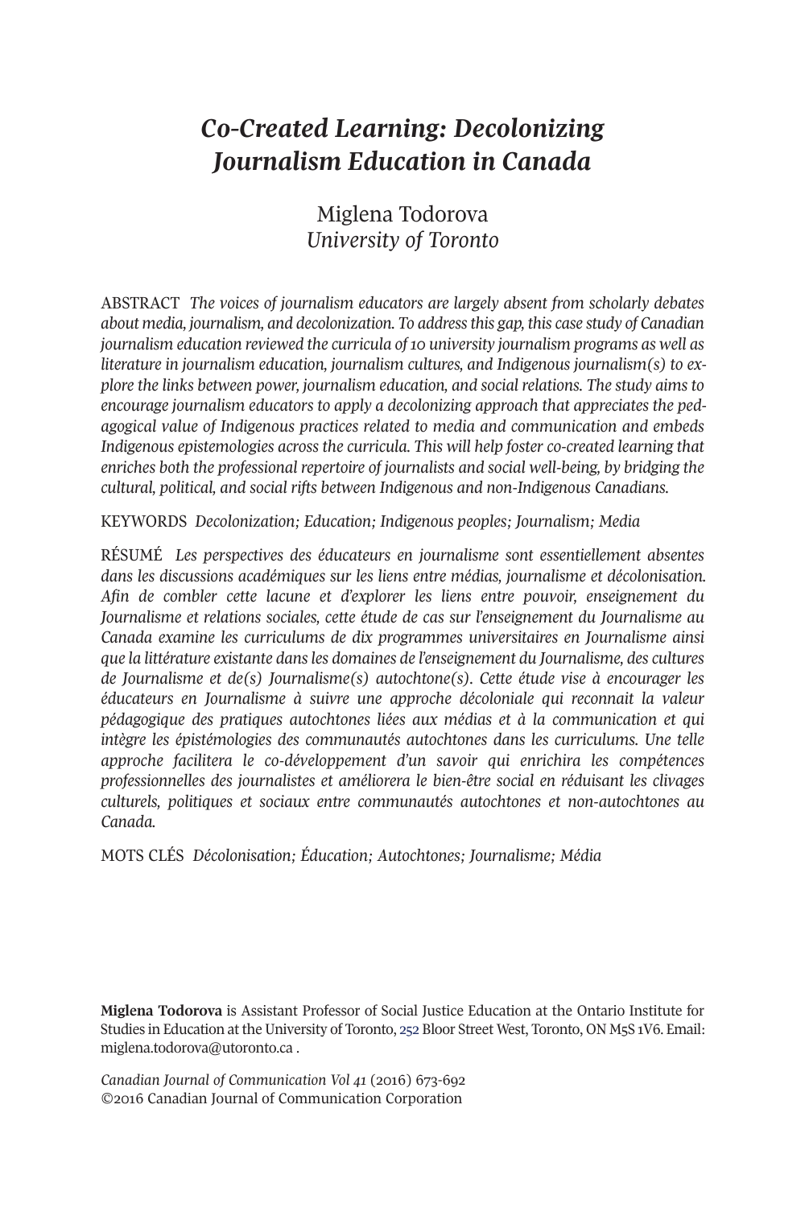# *Co-Created Learning: Decolonizing Journalism Education in Canada*

Miglena Todorova
*University of Toronto*

ABSTRACT *The voices of journalism educators are largely absent from scholarly debates about media, journalism, and decolonization. To address this gap, this case study of Canadian journalism education reviewed the curricula of 10 university journalism programs as well as literature in journalism education, journalism cultures, and Indigenous journalism(s) to explore the links between power, journalism education, and social relations. The study aims to encourage journalism educators to apply a decolonizing approach that appreciates the pedagogical value of Indigenous practices related to media and communication and embeds Indigenous epistemologies across the curricula. This will help foster co-created learning that enriches both the professional repertoire of journalists and social well-being, by bridging the cultural, political, and social rifts between Indigenous and non-Indigenous Canadians.*

KEYWORDS *Decolonization; Education; Indigenous peoples; Journalism; Media*

RÉSUMÉ *Les perspectives des éducateurs en journalisme sont essentiellement absentes dans les discussions académiques sur les liens entre médias, journalisme et décolonisation. Afin de combler cette lacune et d'explorer les liens entre pouvoir, enseignement du Journalisme et relations sociales, cette étude de cas sur l'enseignement du Journalisme au Canada examine les curriculums de dix programmes universitaires en Journalisme ainsi que la littérature existante dans les domaines de l'enseignement du Journalisme, des cultures de Journalisme et de(s) Journalisme(s) autochtone(s). Cette étude vise à encourager les éducateurs en Journalisme à suivre une approche décoloniale qui reconnait la valeur pédagogique des pratiques autochtones liées aux médias et à la communication et qui intègre les épistémologies des communautés autochtones dans les curriculums. Une telle approche facilitera le co-développement d'un savoir qui enrichira les compétences professionnelles des journalistes et améliorera le bien-être social en réduisant les clivages culturels, politiques et sociaux entre communautés autochtones et non-autochtones au Canada.*

MOTS CLÉS *Décolonisation; Éducation; Autochtones; Journalisme; Média*

**Miglena Todorova** is Assistant Professor of Social Justice Education at the Ontario Institute for Studies in Education at the University of Toronto, 252 Bloor Street West, Toronto, ON M5S 1V6. Email: miglena.todorova@utoronto.ca .

*Canadian Journal of Communication Vol 41* (2016) 673-692
©2016 Canadian Journal of Communication Corporation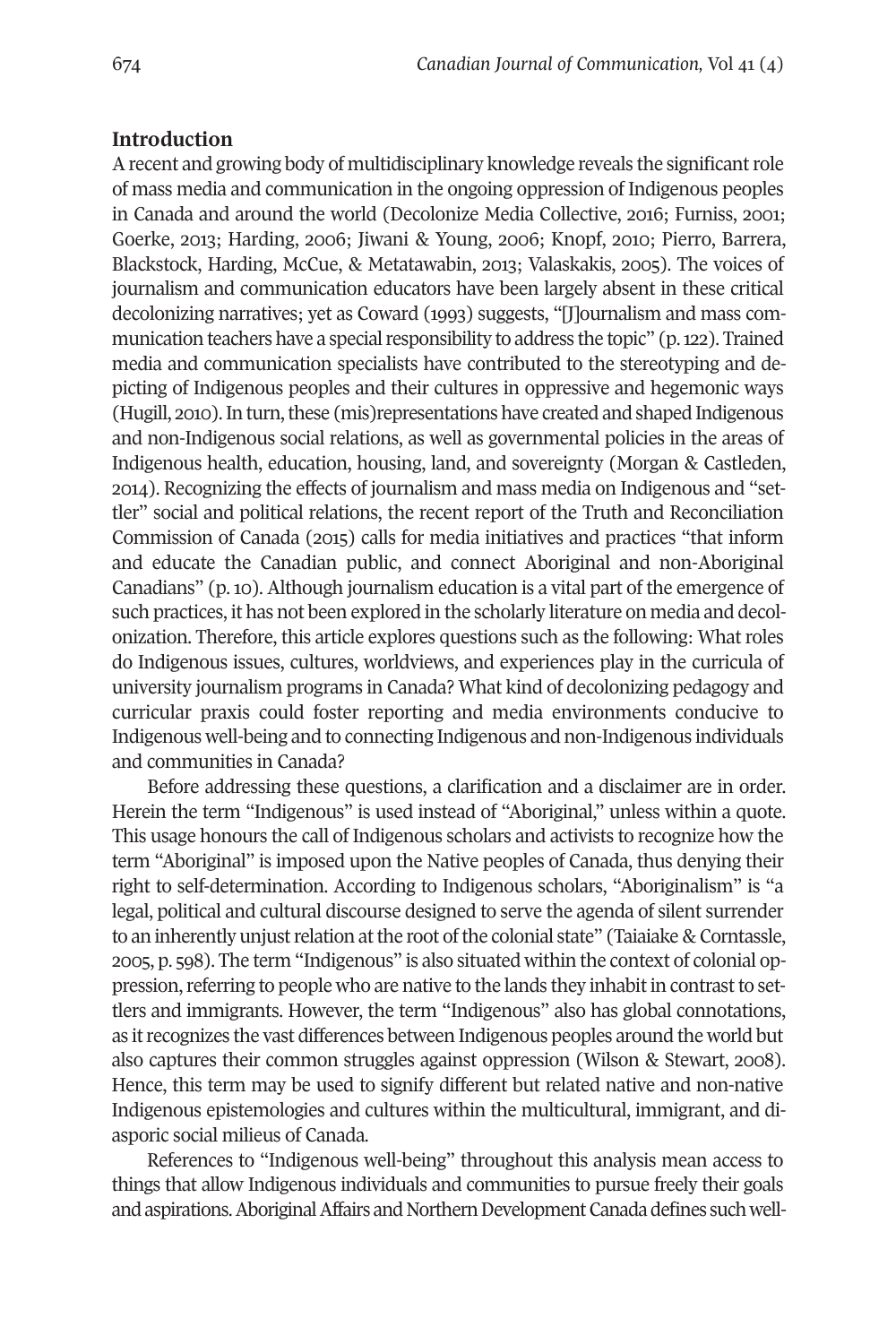## Introduction

A recent and growing body of multidisciplinary knowledge reveals the significant role of mass media and communication in the ongoing oppression of Indigenous peoples in Canada and around the world (Decolonize Media Collective, 2016; Furniss, 2001; Goerke, 2013; Harding, 2006; Jiwani & Young, 2006; Knopf, 2010; Pierro, Barrera, Blackstock, Harding, McCue, & Metatawabin, 2013; Valaskakis, 2005). The voices of journalism and communication educators have been largely absent in these critical decolonizing narratives; yet as Coward (1993) suggests, "[J]ournalism and mass communication teachers have a special responsibility to address the topic" (p. 122). Trained media and communication specialists have contributed to the stereotyping and depicting of Indigenous peoples and their cultures in oppressive and hegemonic ways (Hugill, 2010). In turn, these (mis)representations have created and shaped Indigenous and non-Indigenous social relations, as well as governmental policies in the areas of Indigenous health, education, housing, land, and sovereignty (Morgan & Castleden, 2014). Recognizing the effects of journalism and mass media on Indigenous and "settler" social and political relations, the recent report of the Truth and Reconciliation Commission of Canada (2015) calls for media initiatives and practices "that inform and educate the Canadian public, and connect Aboriginal and non-Aboriginal Canadians" (p. 10). Although journalism education is a vital part of the emergence of such practices, it has not been explored in the scholarly literature on media and decolonization. Therefore, this article explores questions such as the following: What roles do Indigenous issues, cultures, worldviews, and experiences play in the curricula of university journalism programs in Canada? What kind of decolonizing pedagogy and curricular praxis could foster reporting and media environments conducive to Indigenous well-being and to connecting Indigenous and non-Indigenous individuals and communities in Canada?

Before addressing these questions, a clarification and a disclaimer are in order. Herein the term "Indigenous" is used instead of "Aboriginal," unless within a quote. This usage honours the call of Indigenous scholars and activists to recognize how the term "Aboriginal" is imposed upon the Native peoples of Canada, thus denying their right to self-determination. According to Indigenous scholars, "Aboriginalism" is "a legal, political and cultural discourse designed to serve the agenda of silent surrender to an inherently unjust relation at the root of the colonial state" (Taiaiake & Corntassle, 2005, p. 598). The term "Indigenous" is also situated within the context of colonial oppression, referring to people who are native to the lands they inhabit in contrast to settlers and immigrants. However, the term "Indigenous" also has global connotations, as it recognizes the vast differences between Indigenous peoples around the world but also captures their common struggles against oppression (Wilson & Stewart, 2008). Hence, this term may be used to signify different but related native and non-native Indigenous epistemologies and cultures within the multicultural, immigrant, and diasporic social milieus of Canada.

References to "Indigenous well-being" throughout this analysis mean access to things that allow Indigenous individuals and communities to pursue freely their goals and aspirations. Aboriginal Affairs and Northern Development Canada defines such well-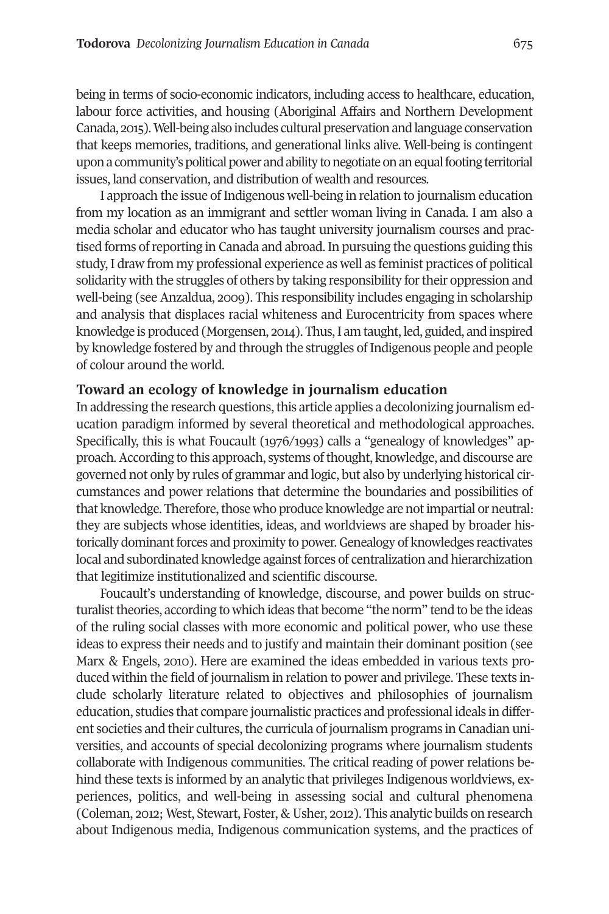being in terms of socio-economic indicators, including access to healthcare, education, labour force activities, and housing (Aboriginal Affairs and Northern Development Canada, 2015). Well-being also includes cultural preservation and language conservation that keeps memories, traditions, and generational links alive. Well-being is contingent upon a community's political power and ability to negotiate on an equal footing territorial issues, land conservation, and distribution of wealth and resources.

I approach the issue of Indigenous well-being in relation to journalism education from my location as an immigrant and settler woman living in Canada. I am also a media scholar and educator who has taught university journalism courses and practised forms of reporting in Canada and abroad. In pursuing the questions guiding this study, I draw from my professional experience as well as feminist practices of political solidarity with the struggles of others by taking responsibility for their oppression and well-being (see Anzaldua, 2009). This responsibility includes engaging in scholarship and analysis that displaces racial whiteness and Eurocentricity from spaces where knowledge is produced (Morgensen, 2014). Thus, I am taught, led, guided, and inspired by knowledge fostered by and through the struggles of Indigenous people and people of colour around the world.

## Toward an ecology of knowledge in journalism education

In addressing the research questions, this article applies a decolonizing journalism education paradigm informed by several theoretical and methodological approaches. Specifically, this is what Foucault (1976/1993) calls a "genealogy of knowledges" approach. According to this approach, systems of thought, knowledge, and discourse are governed not only by rules of grammar and logic, but also by underlying historical circumstances and power relations that determine the boundaries and possibilities of that knowledge. Therefore, those who produce knowledge are not impartial or neutral: they are subjects whose identities, ideas, and worldviews are shaped by broader historically dominant forces and proximity to power. Genealogy of knowledges reactivates local and subordinated knowledge against forces of centralization and hierarchization that legitimize institutionalized and scientific discourse.

Foucault's understanding of knowledge, discourse, and power builds on structuralist theories, according to which ideas that become "the norm" tend to be the ideas of the ruling social classes with more economic and political power, who use these ideas to express their needs and to justify and maintain their dominant position (see Marx & Engels, 2010). Here are examined the ideas embedded in various texts produced within the field of journalism in relation to power and privilege. These texts include scholarly literature related to objectives and philosophies of journalism education, studies that compare journalistic practices and professional ideals in different societies and their cultures, the curricula of journalism programs in Canadian universities, and accounts of special decolonizing programs where journalism students collaborate with Indigenous communities. The critical reading of power relations behind these texts is informed by an analytic that privileges Indigenous worldviews, experiences, politics, and well-being in assessing social and cultural phenomena (Coleman, 2012; West, Stewart, Foster, & Usher, 2012). This analytic builds on research about Indigenous media, Indigenous communication systems, and the practices of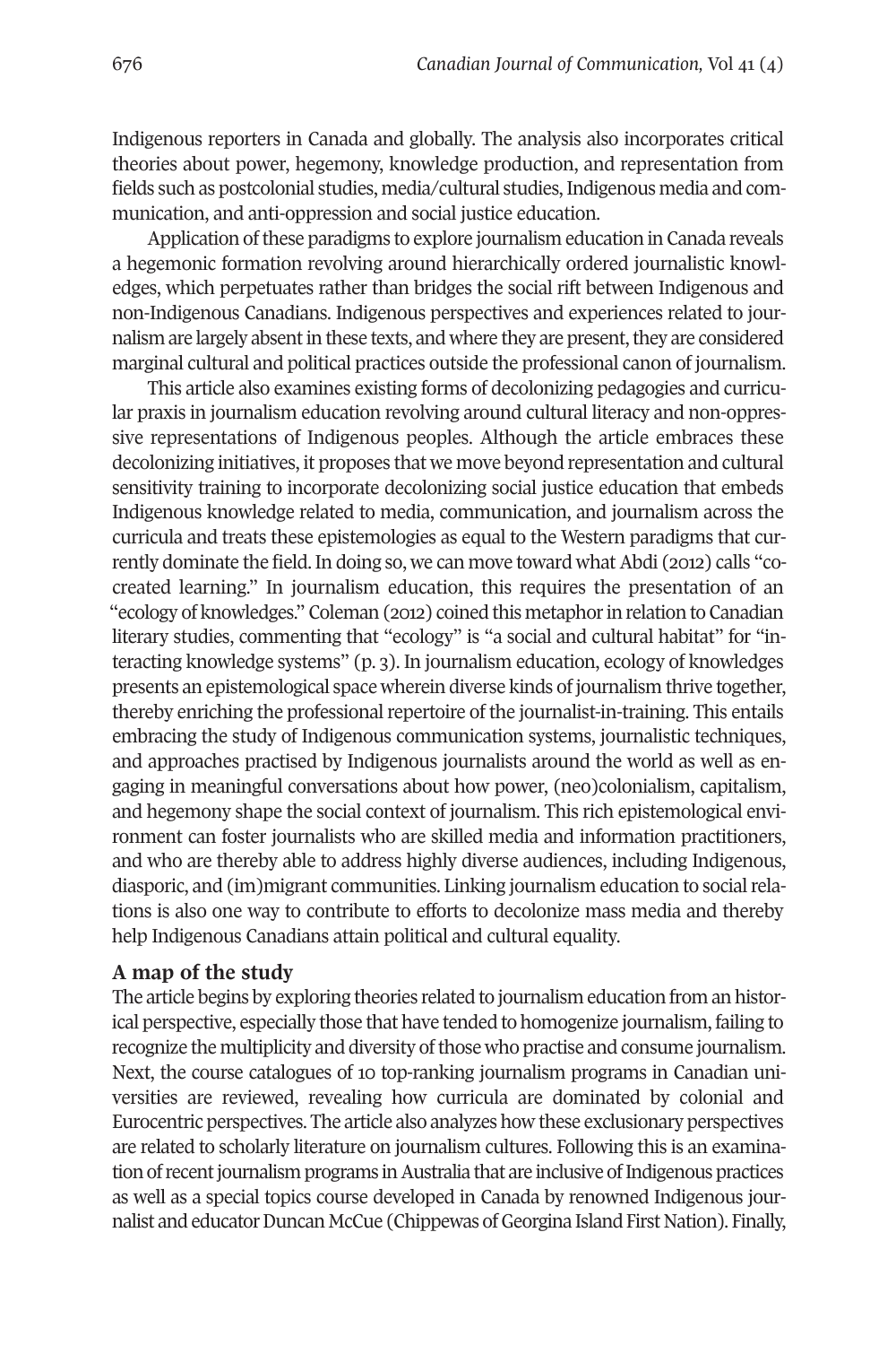Indigenous reporters in Canada and globally. The analysis also incorporates critical theories about power, hegemony, knowledge production, and representation from fields such as postcolonial studies, media/cultural studies, Indigenous media and communication, and anti-oppression and social justice education.

Application of these paradigms to explore journalism education in Canada reveals a hegemonic formation revolving around hierarchically ordered journalistic knowledges, which perpetuates rather than bridges the social rift between Indigenous and non-Indigenous Canadians. Indigenous perspectives and experiences related to journalism are largely absent in these texts, and where they are present, they are considered marginal cultural and political practices outside the professional canon of journalism.

This article also examines existing forms of decolonizing pedagogies and curricular praxis in journalism education revolving around cultural literacy and non-oppressive representations of Indigenous peoples. Although the article embraces these decolonizing initiatives, it proposes that we move beyond representation and cultural sensitivity training to incorporate decolonizing social justice education that embeds Indigenous knowledge related to media, communication, and journalism across the curricula and treats these epistemologies as equal to the Western paradigms that currently dominate the field. In doing so, we can move toward what Abdi (2012) calls "co-created learning." In journalism education, this requires the presentation of an "ecology of knowledges." Coleman (2012) coined this metaphor in relation to Canadian literary studies, commenting that "ecology" is "a social and cultural habitat" for "interacting knowledge systems" (p. 3). In journalism education, ecology of knowledges presents an epistemological space wherein diverse kinds of journalism thrive together, thereby enriching the professional repertoire of the journalist-in-training. This entails embracing the study of Indigenous communication systems, journalistic techniques, and approaches practised by Indigenous journalists around the world as well as engaging in meaningful conversations about how power, (neo)colonialism, capitalism, and hegemony shape the social context of journalism. This rich epistemological environment can foster journalists who are skilled media and information practitioners, and who are thereby able to address highly diverse audiences, including Indigenous, diasporic, and (im)migrant communities. Linking journalism education to social relations is also one way to contribute to efforts to decolonize mass media and thereby help Indigenous Canadians attain political and cultural equality.

## A map of the study

The article begins by exploring theories related to journalism education from an historical perspective, especially those that have tended to homogenize journalism, failing to recognize the multiplicity and diversity of those who practise and consume journalism. Next, the course catalogues of 10 top-ranking journalism programs in Canadian universities are reviewed, revealing how curricula are dominated by colonial and Eurocentric perspectives. The article also analyzes how these exclusionary perspectives are related to scholarly literature on journalism cultures. Following this is an examination of recent journalism programs in Australia that are inclusive of Indigenous practices as well as a special topics course developed in Canada by renowned Indigenous journalist and educator Duncan McCue (Chippewas of Georgina Island First Nation). Finally,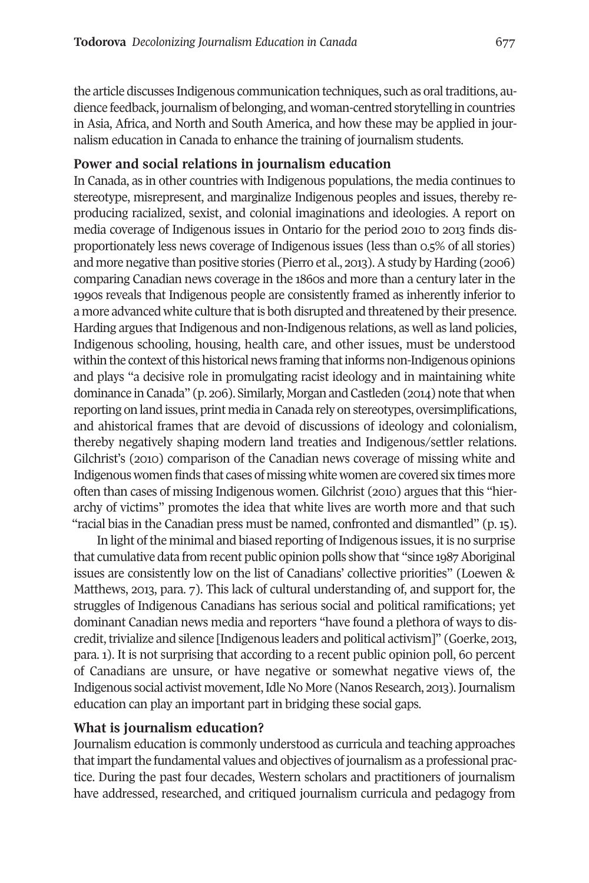the article discusses Indigenous communication techniques, such as oral traditions, audience feedback, journalism of belonging, and woman-centred storytelling in countries in Asia, Africa, and North and South America, and how these may be applied in journalism education in Canada to enhance the training of journalism students.

## Power and social relations in journalism education

In Canada, as in other countries with Indigenous populations, the media continues to stereotype, misrepresent, and marginalize Indigenous peoples and issues, thereby reproducing racialized, sexist, and colonial imaginations and ideologies. A report on media coverage of Indigenous issues in Ontario for the period 2010 to 2013 finds disproportionately less news coverage of Indigenous issues (less than 0.5% of all stories) and more negative than positive stories (Pierro et al., 2013). A study by Harding (2006) comparing Canadian news coverage in the 1860s and more than a century later in the 1990s reveals that Indigenous people are consistently framed as inherently inferior to a more advanced white culture that is both disrupted and threatened by their presence. Harding argues that Indigenous and non-Indigenous relations, as well as land policies, Indigenous schooling, housing, health care, and other issues, must be understood within the context of this historical news framing that informs non-Indigenous opinions and plays "a decisive role in promulgating racist ideology and in maintaining white dominance in Canada" (p. 206). Similarly, Morgan and Castleden (2014) note that when reporting on land issues, print media in Canada rely on stereotypes, oversimplifications, and ahistorical frames that are devoid of discussions of ideology and colonialism, thereby negatively shaping modern land treaties and Indigenous/settler relations. Gilchrist's (2010) comparison of the Canadian news coverage of missing white and Indigenous women finds that cases of missing white women are covered six times more often than cases of missing Indigenous women. Gilchrist (2010) argues that this "hierarchy of victims" promotes the idea that white lives are worth more and that such "racial bias in the Canadian press must be named, confronted and dismantled" (p. 15).

In light of the minimal and biased reporting of Indigenous issues, it is no surprise that cumulative data from recent public opinion polls show that "since 1987 Aboriginal issues are consistently low on the list of Canadians' collective priorities" (Loewen & Matthews, 2013, para. 7). This lack of cultural understanding of, and support for, the struggles of Indigenous Canadians has serious social and political ramifications; yet dominant Canadian news media and reporters "have found a plethora of ways to discredit, trivialize and silence [Indigenous leaders and political activism]" (Goerke, 2013, para. 1). It is not surprising that according to a recent public opinion poll, 60 percent of Canadians are unsure, or have negative or somewhat negative views of, the Indigenous social activist movement, Idle No More (Nanos Research, 2013). Journalism education can play an important part in bridging these social gaps.

## What is journalism education?

Journalism education is commonly understood as curricula and teaching approaches that impart the fundamental values and objectives of journalism as a professional practice. During the past four decades, Western scholars and practitioners of journalism have addressed, researched, and critiqued journalism curricula and pedagogy from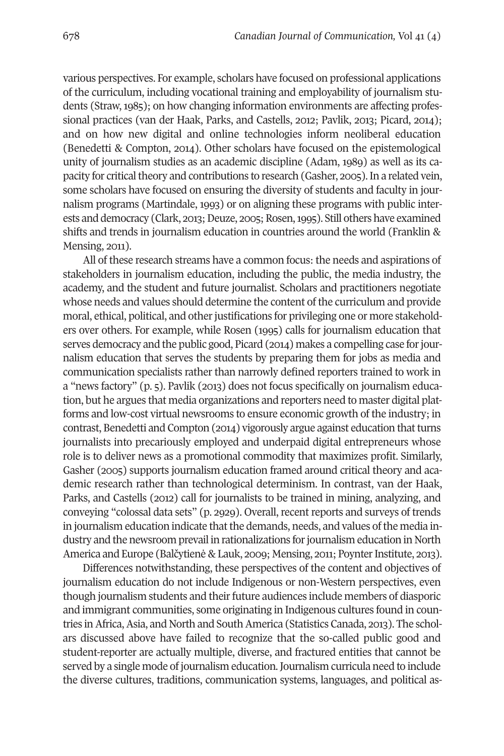various perspectives. For example, scholars have focused on professional applications of the curriculum, including vocational training and employability of journalism students (Straw, 1985); on how changing information environments are affecting professional practices (van der Haak, Parks, and Castells, 2012; Pavlik, 2013; Picard, 2014); and on how new digital and online technologies inform neoliberal education (Benedetti & Compton, 2014). Other scholars have focused on the epistemological unity of journalism studies as an academic discipline (Adam, 1989) as well as its capacity for critical theory and contributions to research (Gasher, 2005). In a related vein, some scholars have focused on ensuring the diversity of students and faculty in journalism programs (Martindale, 1993) or on aligning these programs with public interests and democracy (Clark, 2013; Deuze, 2005; Rosen, 1995). Still others have examined shifts and trends in journalism education in countries around the world (Franklin & Mensing, 2011).

All of these research streams have a common focus: the needs and aspirations of stakeholders in journalism education, including the public, the media industry, the academy, and the student and future journalist. Scholars and practitioners negotiate whose needs and values should determine the content of the curriculum and provide moral, ethical, political, and other justifications for privileging one or more stakeholders over others. For example, while Rosen (1995) calls for journalism education that serves democracy and the public good, Picard (2014) makes a compelling case for journalism education that serves the students by preparing them for jobs as media and communication specialists rather than narrowly defined reporters trained to work in a "news factory" (p. 5). Pavlik (2013) does not focus specifically on journalism education, but he argues that media organizations and reporters need to master digital platforms and low-cost virtual newsrooms to ensure economic growth of the industry; in contrast, Benedetti and Compton (2014) vigorously argue against education that turns journalists into precariously employed and underpaid digital entrepreneurs whose role is to deliver news as a promotional commodity that maximizes profit. Similarly, Gasher (2005) supports journalism education framed around critical theory and academic research rather than technological determinism. In contrast, van der Haak, Parks, and Castells (2012) call for journalists to be trained in mining, analyzing, and conveying "colossal data sets" (p. 2929). Overall, recent reports and surveys of trends in journalism education indicate that the demands, needs, and values of the media industry and the newsroom prevail in rationalizations for journalism education in North America and Europe (Balčytienė & Lauk, 2009; Mensing, 2011; Poynter Institute, 2013).

Differences notwithstanding, these perspectives of the content and objectives of journalism education do not include Indigenous or non-Western perspectives, even though journalism students and their future audiences include members of diasporic and immigrant communities, some originating in Indigenous cultures found in countries in Africa, Asia, and North and South America (Statistics Canada, 2013). The scholars discussed above have failed to recognize that the so-called public good and student-reporter are actually multiple, diverse, and fractured entities that cannot be served by a single mode of journalism education. Journalism curricula need to include the diverse cultures, traditions, communication systems, languages, and political as-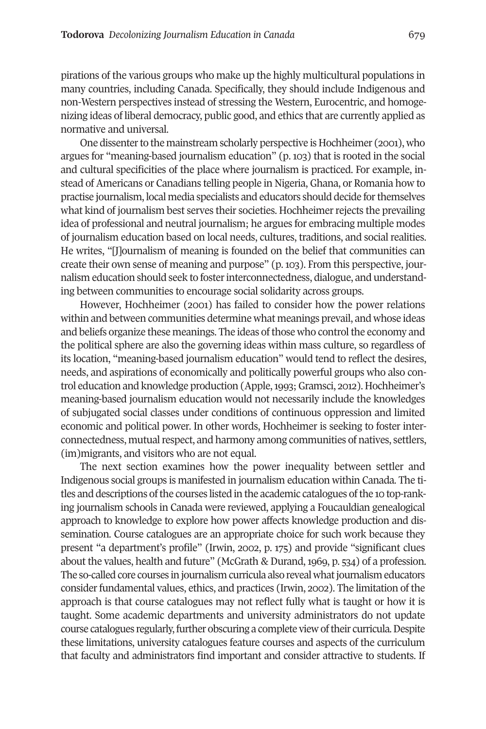pirations of the various groups who make up the highly multicultural populations in many countries, including Canada. Specifically, they should include Indigenous and non-Western perspectives instead of stressing the Western, Eurocentric, and homogenizing ideas of liberal democracy, public good, and ethics that are currently applied as normative and universal.

One dissenter to the mainstream scholarly perspective is Hochheimer (2001), who argues for "meaning-based journalism education" (p. 103) that is rooted in the social and cultural specificities of the place where journalism is practiced. For example, instead of Americans or Canadians telling people in Nigeria, Ghana, or Romania how to practise journalism, local media specialists and educators should decide for themselves what kind of journalism best serves their societies. Hochheimer rejects the prevailing idea of professional and neutral journalism; he argues for embracing multiple modes of journalism education based on local needs, cultures, traditions, and social realities. He writes, "[J]ournalism of meaning is founded on the belief that communities can create their own sense of meaning and purpose" (p. 103). From this perspective, journalism education should seek to foster interconnectedness, dialogue, and understanding between communities to encourage social solidarity across groups.

However, Hochheimer (2001) has failed to consider how the power relations within and between communities determine what meanings prevail, and whose ideas and beliefs organize these meanings. The ideas of those who control the economy and the political sphere are also the governing ideas within mass culture, so regardless of its location, "meaning-based journalism education" would tend to reflect the desires, needs, and aspirations of economically and politically powerful groups who also control education and knowledge production (Apple, 1993; Gramsci, 2012). Hochheimer's meaning-based journalism education would not necessarily include the knowledges of subjugated social classes under conditions of continuous oppression and limited economic and political power. In other words, Hochheimer is seeking to foster interconnectedness, mutual respect, and harmony among communities of natives, settlers, (im)migrants, and visitors who are not equal.

The next section examines how the power inequality between settler and Indigenous social groups is manifested in journalism education within Canada. The titles and descriptions of the courses listed in the academic catalogues of the 10 top-ranking journalism schools in Canada were reviewed, applying a Foucauldian genealogical approach to knowledge to explore how power affects knowledge production and dissemination. Course catalogues are an appropriate choice for such work because they present "a department's profile" (Irwin, 2002, p. 175) and provide "significant clues about the values, health and future" (McGrath & Durand, 1969, p. 534) of a profession. The so-called core courses in journalism curricula also reveal what journalism educators consider fundamental values, ethics, and practices (Irwin, 2002). The limitation of the approach is that course catalogues may not reflect fully what is taught or how it is taught. Some academic departments and university administrators do not update course catalogues regularly, further obscuring a complete view of their curricula. Despite these limitations, university catalogues feature courses and aspects of the curriculum that faculty and administrators find important and consider attractive to students. If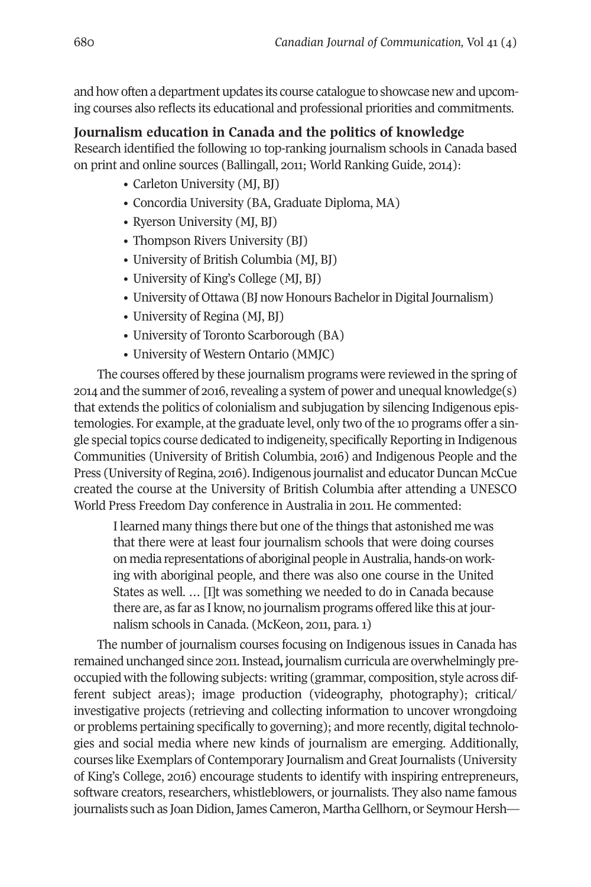and how often a department updates its course catalogue to showcase new and upcoming courses also reflects its educational and professional priorities and commitments.

## Journalism education in Canada and the politics of knowledge

Research identified the following 10 top-ranking journalism schools in Canada based on print and online sources (Ballingall, 2011; World Ranking Guide, 2014):

- Carleton University (MJ, BJ)
- Concordia University (BA, Graduate Diploma, MA)
- Ryerson University (MJ, BJ)
- Thompson Rivers University (BJ)
- University of British Columbia (MJ, BJ)
- University of King's College (MJ, BJ)
- University of Ottawa (BJ now Honours Bachelor in Digital Journalism)
- University of Regina (MJ, BJ)
- University of Toronto Scarborough (BA)
- University of Western Ontario (MMJC)

The courses offered by these journalism programs were reviewed in the spring of 2014 and the summer of 2016, revealing a system of power and unequal knowledge(s) that extends the politics of colonialism and subjugation by silencing Indigenous epistemologies. For example, at the graduate level, only two of the 10 programs offer a single special topics course dedicated to indigeneity, specifically Reporting in Indigenous Communities (University of British Columbia, 2016) and Indigenous People and the Press (University of Regina, 2016). Indigenous journalist and educator Duncan McCue created the course at the University of British Columbia after attending a UNESCO World Press Freedom Day conference in Australia in 2011. He commented:

> I learned many things there but one of the things that astonished me was that there were at least four journalism schools that were doing courses on media representations of aboriginal people in Australia, hands-on working with aboriginal people, and there was also one course in the United States as well. … [I]t was something we needed to do in Canada because there are, as far as I know, no journalism programs offered like this at journalism schools in Canada. (McKeon, 2011, para. 1)

The number of journalism courses focusing on Indigenous issues in Canada has remained unchanged since 2011. Instead, journalism curricula are overwhelmingly preoccupied with the following subjects: writing (grammar, composition, style across different subject areas); image production (videography, photography); critical/investigative projects (retrieving and collecting information to uncover wrongdoing or problems pertaining specifically to governing); and more recently, digital technologies and social media where new kinds of journalism are emerging. Additionally, courses like Exemplars of Contemporary Journalism and Great Journalists (University of King's College, 2016) encourage students to identify with inspiring entrepreneurs, software creators, researchers, whistleblowers, or journalists. They also name famous journalists such as Joan Didion, James Cameron, Martha Gellhorn, or Seymour Hersh—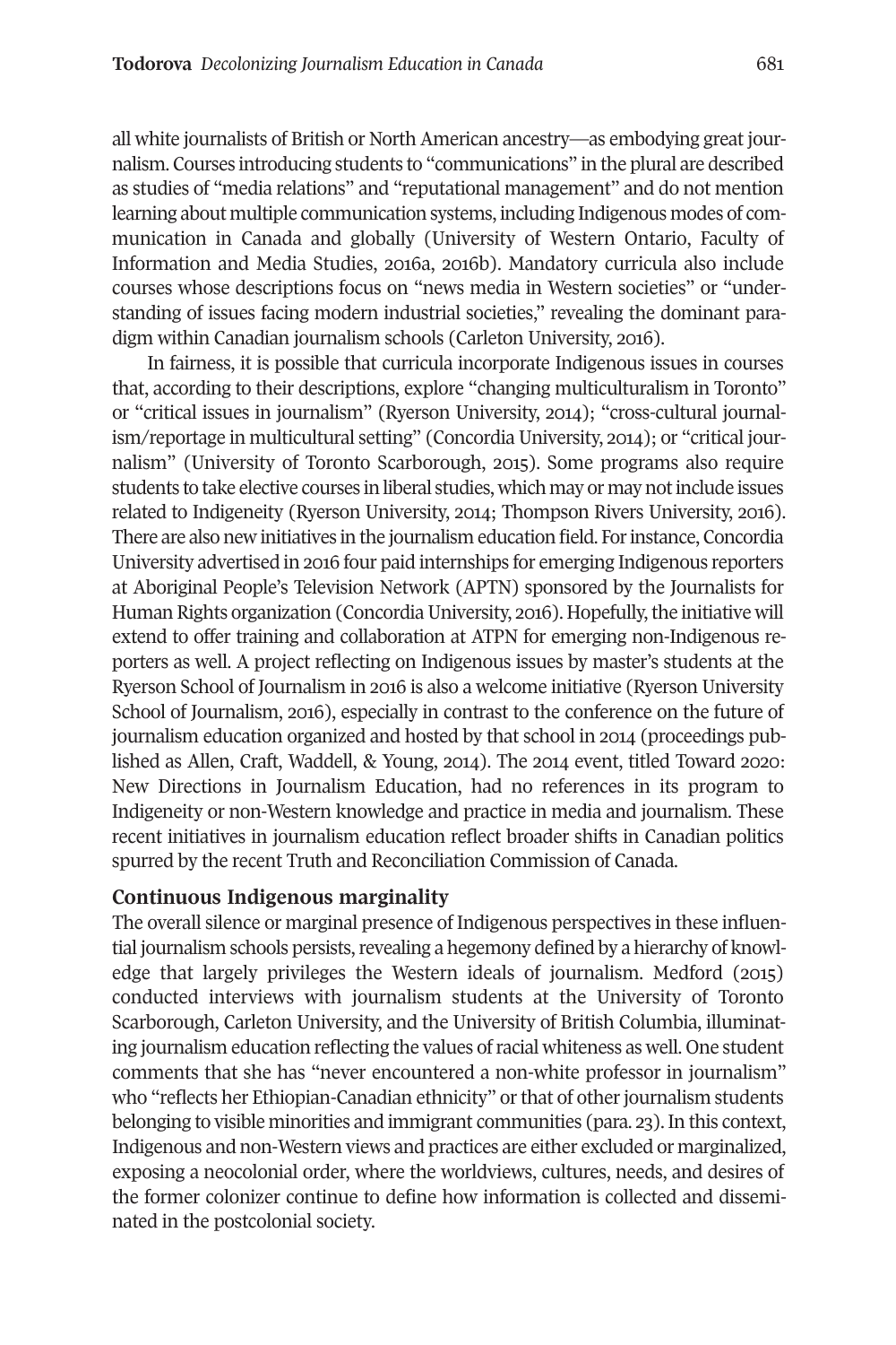all white journalists of British or North American ancestry—as embodying great journalism. Courses introducing students to "communications" in the plural are described as studies of "media relations" and "reputational management" and do not mention learning about multiple communication systems, including Indigenous modes of communication in Canada and globally (University of Western Ontario, Faculty of Information and Media Studies, 2016a, 2016b). Mandatory curricula also include courses whose descriptions focus on "news media in Western societies" or "understanding of issues facing modern industrial societies," revealing the dominant paradigm within Canadian journalism schools (Carleton University, 2016).

In fairness, it is possible that curricula incorporate Indigenous issues in courses that, according to their descriptions, explore "changing multiculturalism in Toronto" or "critical issues in journalism" (Ryerson University, 2014); "cross-cultural journalism/reportage in multicultural setting" (Concordia University, 2014); or "critical journalism" (University of Toronto Scarborough, 2015). Some programs also require students to take elective courses in liberal studies, which may or may not include issues related to Indigeneity (Ryerson University, 2014; Thompson Rivers University, 2016). There are also new initiatives in the journalism education field. For instance, Concordia University advertised in 2016 four paid internships for emerging Indigenous reporters at Aboriginal People's Television Network (APTN) sponsored by the Journalists for Human Rights organization (Concordia University, 2016). Hopefully, the initiative will extend to offer training and collaboration at ATPN for emerging non-Indigenous reporters as well. A project reflecting on Indigenous issues by master's students at the Ryerson School of Journalism in 2016 is also a welcome initiative (Ryerson University School of Journalism, 2016), especially in contrast to the conference on the future of journalism education organized and hosted by that school in 2014 (proceedings published as Allen, Craft, Waddell, & Young, 2014). The 2014 event, titled Toward 2020: New Directions in Journalism Education, had no references in its program to Indigeneity or non-Western knowledge and practice in media and journalism. These recent initiatives in journalism education reflect broader shifts in Canadian politics spurred by the recent Truth and Reconciliation Commission of Canada.

### Continuous Indigenous marginality

The overall silence or marginal presence of Indigenous perspectives in these influential journalism schools persists, revealing a hegemony defined by a hierarchy of knowledge that largely privileges the Western ideals of journalism. Medford (2015) conducted interviews with journalism students at the University of Toronto Scarborough, Carleton University, and the University of British Columbia, illuminating journalism education reflecting the values of racial whiteness as well. One student comments that she has "never encountered a non-white professor in journalism" who "reflects her Ethiopian-Canadian ethnicity" or that of other journalism students belonging to visible minorities and immigrant communities (para. 23). In this context, Indigenous and non-Western views and practices are either excluded or marginalized, exposing a neocolonial order, where the worldviews, cultures, needs, and desires of the former colonizer continue to define how information is collected and disseminated in the postcolonial society.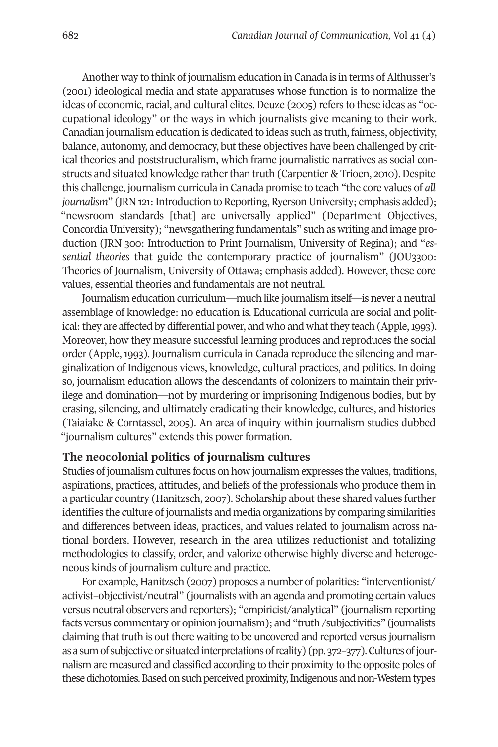Another way to think of journalism education in Canada is in terms of Althusser's (2001) ideological media and state apparatuses whose function is to normalize the ideas of economic, racial, and cultural elites. Deuze (2005) refers to these ideas as "occupational ideology" or the ways in which journalists give meaning to their work. Canadian journalism education is dedicated to ideas such as truth, fairness, objectivity, balance, autonomy, and democracy, but these objectives have been challenged by critical theories and poststructuralism, which frame journalistic narratives as social constructs and situated knowledge rather than truth (Carpentier & Trioen, 2010). Despite this challenge, journalism curricula in Canada promise to teach "the core values of *all journalism*" (JRN 121: Introduction to Reporting, Ryerson University; emphasis added); "newsroom standards [that] are universally applied" (Department Objectives, Concordia University); "newsgathering fundamentals" such as writing and image production (JRN 300: Introduction to Print Journalism, University of Regina); and "*essential theories* that guide the contemporary practice of journalism" (JOU3300: Theories of Journalism, University of Ottawa; emphasis added). However, these core values, essential theories and fundamentals are not neutral.

Journalism education curriculum—much like journalism itself—is never a neutral assemblage of knowledge: no education is. Educational curricula are social and political: they are affected by differential power, and who and what they teach (Apple, 1993). Moreover, how they measure successful learning produces and reproduces the social order (Apple, 1993). Journalism curricula in Canada reproduce the silencing and marginalization of Indigenous views, knowledge, cultural practices, and politics. In doing so, journalism education allows the descendants of colonizers to maintain their privilege and domination—not by murdering or imprisoning Indigenous bodies, but by erasing, silencing, and ultimately eradicating their knowledge, cultures, and histories (Taiaiake & Corntassel, 2005). An area of inquiry within journalism studies dubbed "journalism cultures" extends this power formation.

## The neocolonial politics of journalism cultures

Studies of journalism cultures focus on how journalism expresses the values, traditions, aspirations, practices, attitudes, and beliefs of the professionals who produce them in a particular country (Hanitzsch, 2007). Scholarship about these shared values further identifies the culture of journalists and media organizations by comparing similarities and differences between ideas, practices, and values related to journalism across national borders. However, research in the area utilizes reductionist and totalizing methodologies to classify, order, and valorize otherwise highly diverse and heterogeneous kinds of journalism culture and practice.

For example, Hanitzsch (2007) proposes a number of polarities: "interventionist/activist–objectivist/neutral" (journalists with an agenda and promoting certain values versus neutral observers and reporters); "empiricist/analytical" (journalism reporting facts versus commentary or opinion journalism); and "truth /subjectivities" (journalists claiming that truth is out there waiting to be uncovered and reported versus journalism as a sum of subjective or situated interpretations of reality) (pp. 372–377). Cultures of journalism are measured and classified according to their proximity to the opposite poles of these dichotomies. Based on such perceived proximity, Indigenous and non-Western types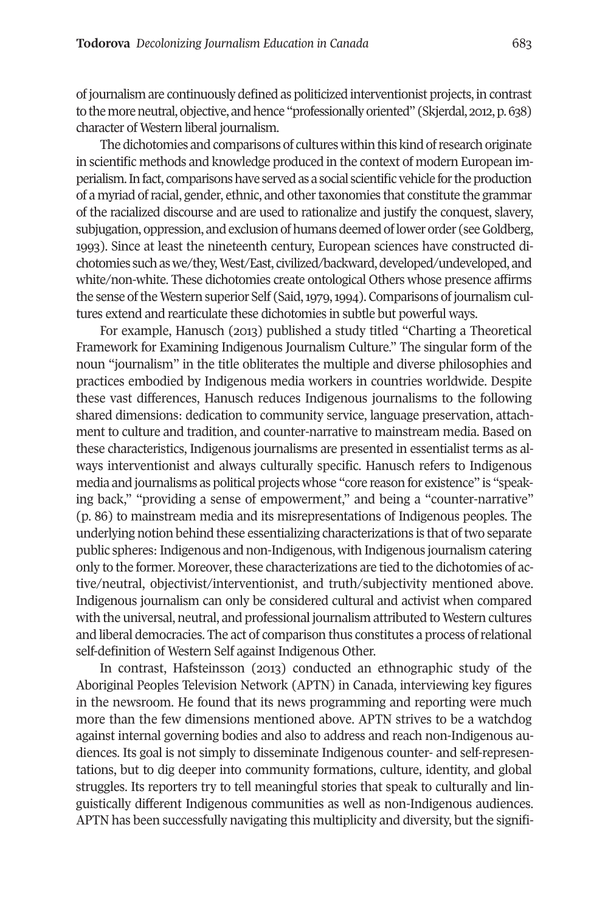of journalism are continuously defined as politicized interventionist projects, in contrast to the more neutral, objective, and hence "professionally oriented" (Skjerdal, 2012, p. 638) character of Western liberal journalism.

The dichotomies and comparisons of cultures within this kind of research originate in scientific methods and knowledge produced in the context of modern European imperialism. In fact, comparisons have served as a social scientific vehicle for the production of a myriad of racial, gender, ethnic, and other taxonomies that constitute the grammar of the racialized discourse and are used to rationalize and justify the conquest, slavery, subjugation, oppression, and exclusion of humans deemed of lower order (see Goldberg, 1993). Since at least the nineteenth century, European sciences have constructed dichotomies such as we/they, West/East, civilized/backward, developed/undeveloped, and white/non-white. These dichotomies create ontological Others whose presence affirms the sense of the Western superior Self (Said, 1979, 1994). Comparisons of journalism cultures extend and rearticulate these dichotomies in subtle but powerful ways.

For example, Hanusch (2013) published a study titled "Charting a Theoretical Framework for Examining Indigenous Journalism Culture." The singular form of the noun "journalism" in the title obliterates the multiple and diverse philosophies and practices embodied by Indigenous media workers in countries worldwide. Despite these vast differences, Hanusch reduces Indigenous journalisms to the following shared dimensions: dedication to community service, language preservation, attachment to culture and tradition, and counter-narrative to mainstream media. Based on these characteristics, Indigenous journalisms are presented in essentialist terms as always interventionist and always culturally specific. Hanusch refers to Indigenous media and journalisms as political projects whose "core reason for existence" is "speaking back," "providing a sense of empowerment," and being a "counter-narrative" (p. 86) to mainstream media and its misrepresentations of Indigenous peoples. The underlying notion behind these essentializing characterizations is that of two separate public spheres: Indigenous and non-Indigenous, with Indigenous journalism catering only to the former. Moreover, these characterizations are tied to the dichotomies of active/neutral, objectivist/interventionist, and truth/subjectivity mentioned above. Indigenous journalism can only be considered cultural and activist when compared with the universal, neutral, and professional journalism attributed to Western cultures and liberal democracies. The act of comparison thus constitutes a process of relational self-definition of Western Self against Indigenous Other.

In contrast, Hafsteinsson (2013) conducted an ethnographic study of the Aboriginal Peoples Television Network (APTN) in Canada, interviewing key figures in the newsroom. He found that its news programming and reporting were much more than the few dimensions mentioned above. APTN strives to be a watchdog against internal governing bodies and also to address and reach non-Indigenous audiences. Its goal is not simply to disseminate Indigenous counter- and self-representations, but to dig deeper into community formations, culture, identity, and global struggles. Its reporters try to tell meaningful stories that speak to culturally and linguistically different Indigenous communities as well as non-Indigenous audiences. APTN has been successfully navigating this multiplicity and diversity, but the signifi-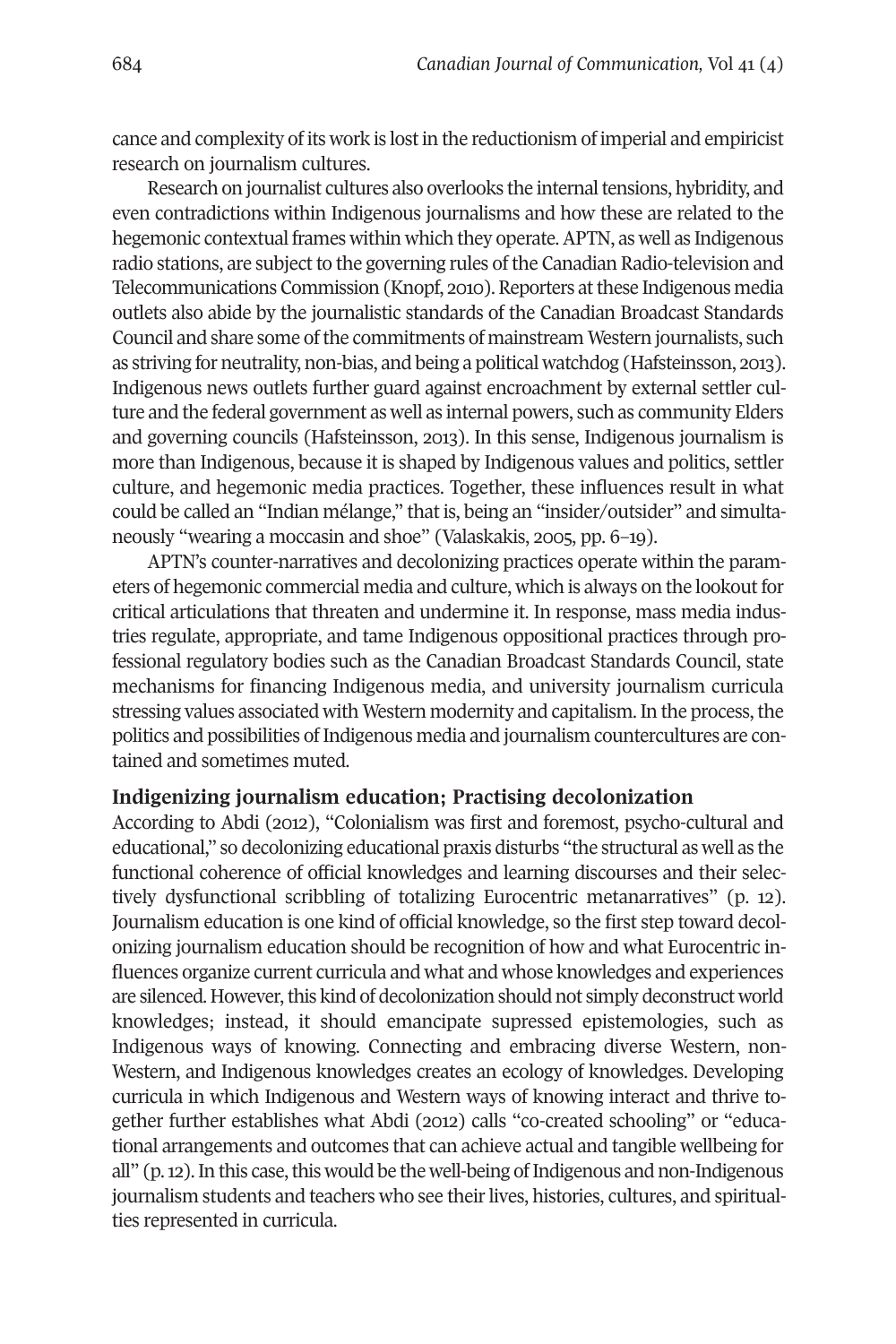cance and complexity of its work is lost in the reductionism of imperial and empiricist research on journalism cultures.

Research on journalist cultures also overlooks the internal tensions, hybridity, and even contradictions within Indigenous journalisms and how these are related to the hegemonic contextual frames within which they operate. APTN, as well as Indigenous radio stations, are subject to the governing rules of the Canadian Radio-television and Telecommunications Commission (Knopf, 2010). Reporters at these Indigenous media outlets also abide by the journalistic standards of the Canadian Broadcast Standards Council and share some of the commitments of mainstream Western journalists, such as striving for neutrality, non-bias, and being a political watchdog (Hafsteinsson, 2013). Indigenous news outlets further guard against encroachment by external settler culture and the federal government as well as internal powers, such as community Elders and governing councils (Hafsteinsson, 2013). In this sense, Indigenous journalism is more than Indigenous, because it is shaped by Indigenous values and politics, settler culture, and hegemonic media practices. Together, these influences result in what could be called an "Indian mélange," that is, being an "insider/outsider" and simultaneously "wearing a moccasin and shoe" (Valaskakis, 2005, pp. 6–19).

APTN's counter-narratives and decolonizing practices operate within the parameters of hegemonic commercial media and culture, which is always on the lookout for critical articulations that threaten and undermine it. In response, mass media industries regulate, appropriate, and tame Indigenous oppositional practices through professional regulatory bodies such as the Canadian Broadcast Standards Council, state mechanisms for financing Indigenous media, and university journalism curricula stressing values associated with Western modernity and capitalism. In the process, the politics and possibilities of Indigenous media and journalism countercultures are contained and sometimes muted.

## Indigenizing journalism education; Practising decolonization

According to Abdi (2012), "Colonialism was first and foremost, psycho-cultural and educational," so decolonizing educational praxis disturbs "the structural as well as the functional coherence of official knowledges and learning discourses and their selectively dysfunctional scribbling of totalizing Eurocentric metanarratives" (p. 12). Journalism education is one kind of official knowledge, so the first step toward decolonizing journalism education should be recognition of how and what Eurocentric influences organize current curricula and what and whose knowledges and experiences are silenced. However, this kind of decolonization should not simply deconstruct world knowledges; instead, it should emancipate supressed epistemologies, such as Indigenous ways of knowing. Connecting and embracing diverse Western, non-Western, and Indigenous knowledges creates an ecology of knowledges. Developing curricula in which Indigenous and Western ways of knowing interact and thrive together further establishes what Abdi (2012) calls "co-created schooling" or "educational arrangements and outcomes that can achieve actual and tangible wellbeing for all" (p. 12). In this case, this would be the well-being of Indigenous and non-Indigenous journalism students and teachers who see their lives, histories, cultures, and spiritualties represented in curricula.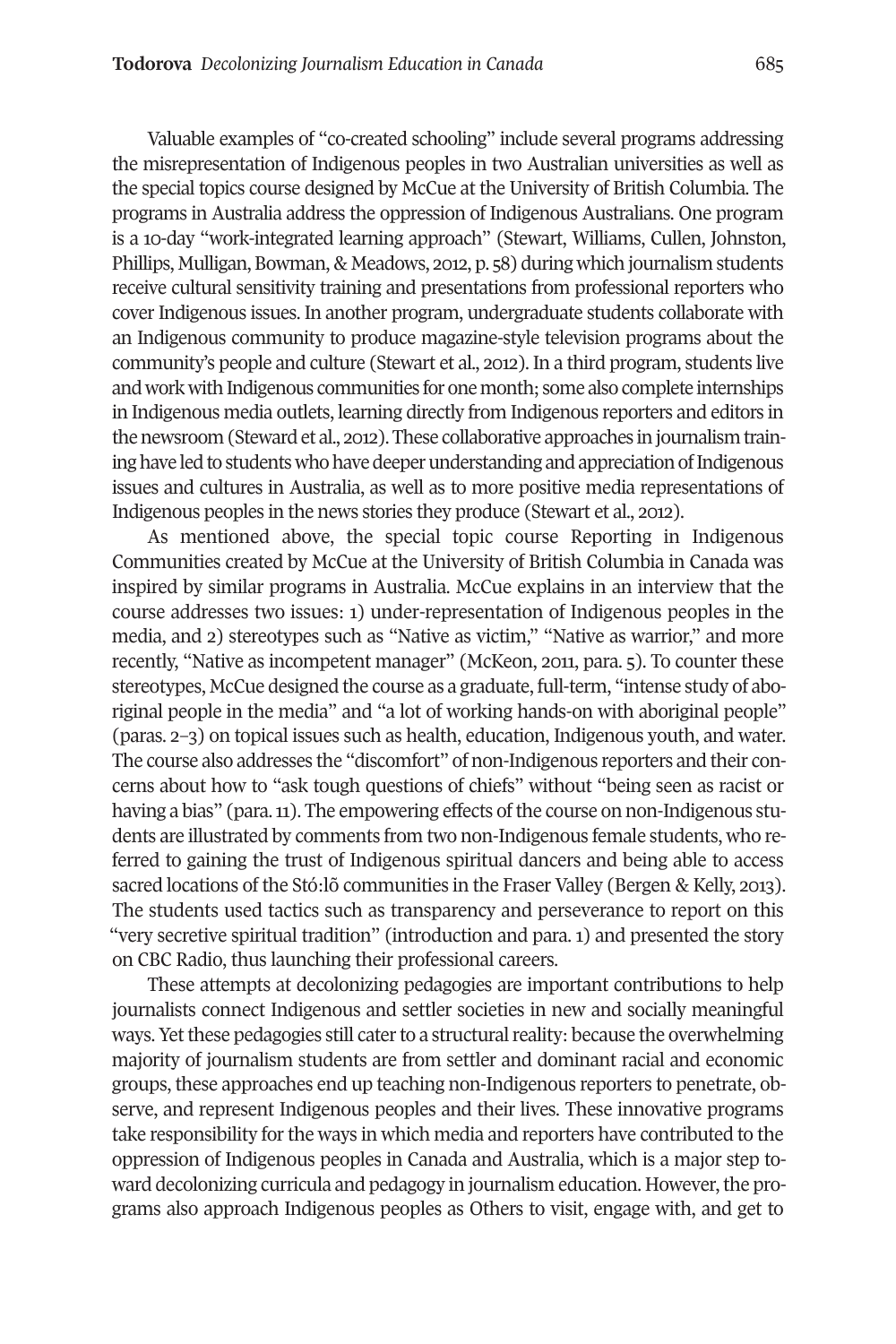Valuable examples of "co-created schooling" include several programs addressing the misrepresentation of Indigenous peoples in two Australian universities as well as the special topics course designed by McCue at the University of British Columbia. The programs in Australia address the oppression of Indigenous Australians. One program is a 10-day "work-integrated learning approach" (Stewart, Williams, Cullen, Johnston, Phillips, Mulligan, Bowman, & Meadows, 2012, p. 58) during which journalism students receive cultural sensitivity training and presentations from professional reporters who cover Indigenous issues. In another program, undergraduate students collaborate with an Indigenous community to produce magazine-style television programs about the community's people and culture (Stewart et al., 2012). In a third program, students live and work with Indigenous communities for one month; some also complete internships in Indigenous media outlets, learning directly from Indigenous reporters and editors in the newsroom (Steward et al., 2012). These collaborative approaches in journalism training have led to students who have deeper understanding and appreciation of Indigenous issues and cultures in Australia, as well as to more positive media representations of Indigenous peoples in the news stories they produce (Stewart et al., 2012).

As mentioned above, the special topic course Reporting in Indigenous Communities created by McCue at the University of British Columbia in Canada was inspired by similar programs in Australia. McCue explains in an interview that the course addresses two issues: 1) under-representation of Indigenous peoples in the media, and 2) stereotypes such as "Native as victim," "Native as warrior," and more recently, "Native as incompetent manager" (McKeon, 2011, para. 5). To counter these stereotypes, McCue designed the course as a graduate, full-term, "intense study of aboriginal people in the media" and "a lot of working hands-on with aboriginal people" (paras. 2–3) on topical issues such as health, education, Indigenous youth, and water. The course also addresses the "discomfort" of non-Indigenous reporters and their concerns about how to "ask tough questions of chiefs" without "being seen as racist or having a bias" (para. 11). The empowering effects of the course on non-Indigenous students are illustrated by comments from two non-Indigenous female students, who referred to gaining the trust of Indigenous spiritual dancers and being able to access sacred locations of the Stó:lõ communities in the Fraser Valley (Bergen & Kelly, 2013). The students used tactics such as transparency and perseverance to report on this "very secretive spiritual tradition" (introduction and para. 1) and presented the story on CBC Radio, thus launching their professional careers.

These attempts at decolonizing pedagogies are important contributions to help journalists connect Indigenous and settler societies in new and socially meaningful ways. Yet these pedagogies still cater to a structural reality: because the overwhelming majority of journalism students are from settler and dominant racial and economic groups, these approaches end up teaching non-Indigenous reporters to penetrate, observe, and represent Indigenous peoples and their lives. These innovative programs take responsibility for the ways in which media and reporters have contributed to the oppression of Indigenous peoples in Canada and Australia, which is a major step toward decolonizing curricula and pedagogy in journalism education. However, the programs also approach Indigenous peoples as Others to visit, engage with, and get to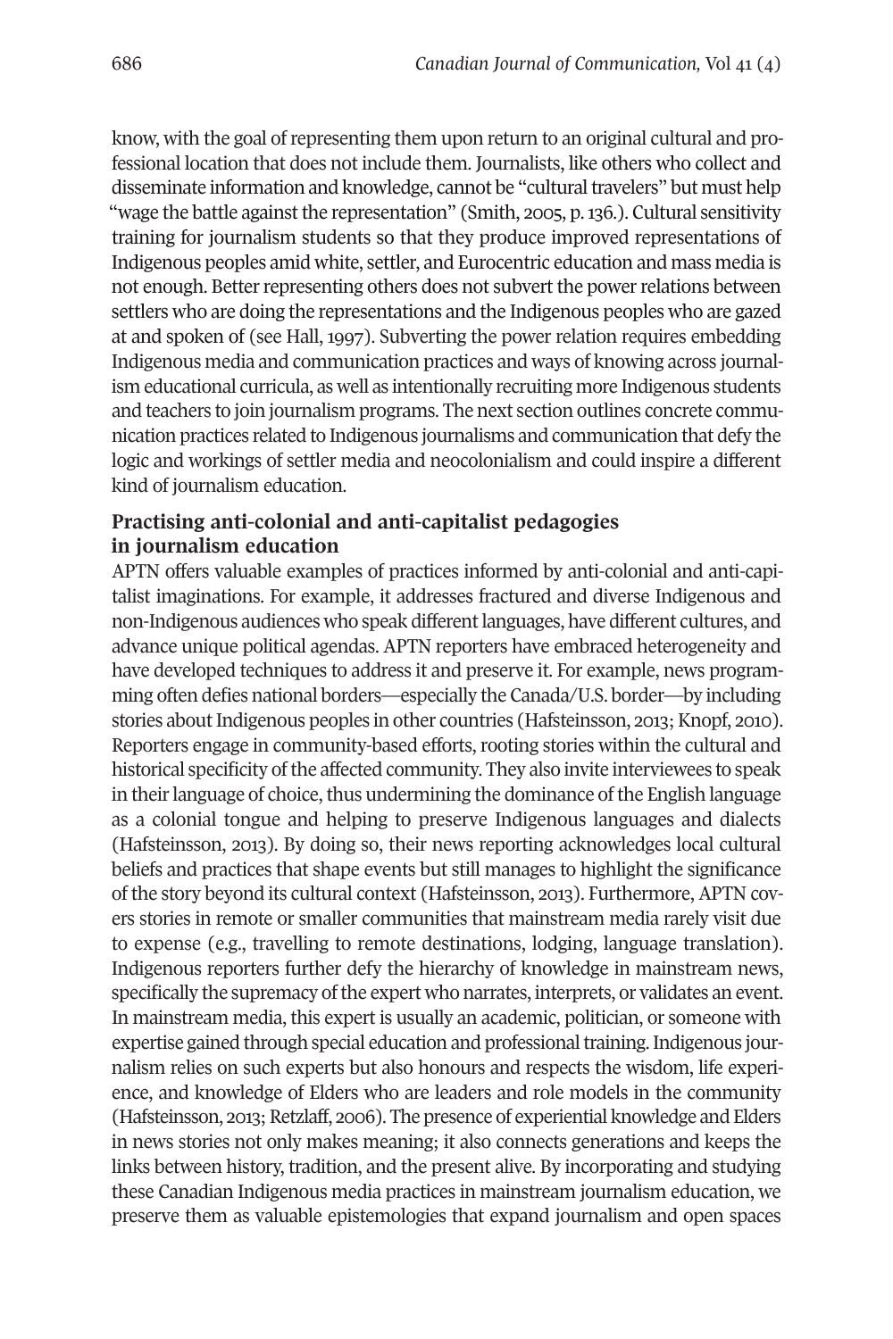know, with the goal of representing them upon return to an original cultural and professional location that does not include them. Journalists, like others who collect and disseminate information and knowledge, cannot be "cultural travelers" but must help "wage the battle against the representation" (Smith, 2005, p. 136.). Cultural sensitivity training for journalism students so that they produce improved representations of Indigenous peoples amid white, settler, and Eurocentric education and mass media is not enough. Better representing others does not subvert the power relations between settlers who are doing the representations and the Indigenous peoples who are gazed at and spoken of (see Hall, 1997). Subverting the power relation requires embedding Indigenous media and communication practices and ways of knowing across journalism educational curricula, as well as intentionally recruiting more Indigenous students and teachers to join journalism programs. The next section outlines concrete communication practices related to Indigenous journalisms and communication that defy the logic and workings of settler media and neocolonialism and could inspire a different kind of journalism education.

## Practising anti-colonial and anti-capitalist pedagogies in journalism education

APTN offers valuable examples of practices informed by anti-colonial and anti-capitalist imaginations. For example, it addresses fractured and diverse Indigenous and non-Indigenous audiences who speak different languages, have different cultures, and advance unique political agendas. APTN reporters have embraced heterogeneity and have developed techniques to address it and preserve it. For example, news programming often defies national borders—especially the Canada/U.S. border—by including stories about Indigenous peoples in other countries (Hafsteinsson, 2013; Knopf, 2010). Reporters engage in community-based efforts, rooting stories within the cultural and historical specificity of the affected community. They also invite interviewees to speak in their language of choice, thus undermining the dominance of the English language as a colonial tongue and helping to preserve Indigenous languages and dialects (Hafsteinsson, 2013). By doing so, their news reporting acknowledges local cultural beliefs and practices that shape events but still manages to highlight the significance of the story beyond its cultural context (Hafsteinsson, 2013). Furthermore, APTN covers stories in remote or smaller communities that mainstream media rarely visit due to expense (e.g., travelling to remote destinations, lodging, language translation). Indigenous reporters further defy the hierarchy of knowledge in mainstream news, specifically the supremacy of the expert who narrates, interprets, or validates an event. In mainstream media, this expert is usually an academic, politician, or someone with expertise gained through special education and professional training. Indigenous journalism relies on such experts but also honours and respects the wisdom, life experience, and knowledge of Elders who are leaders and role models in the community (Hafsteinsson, 2013; Retzlaff, 2006). The presence of experiential knowledge and Elders in news stories not only makes meaning; it also connects generations and keeps the links between history, tradition, and the present alive. By incorporating and studying these Canadian Indigenous media practices in mainstream journalism education, we preserve them as valuable epistemologies that expand journalism and open spaces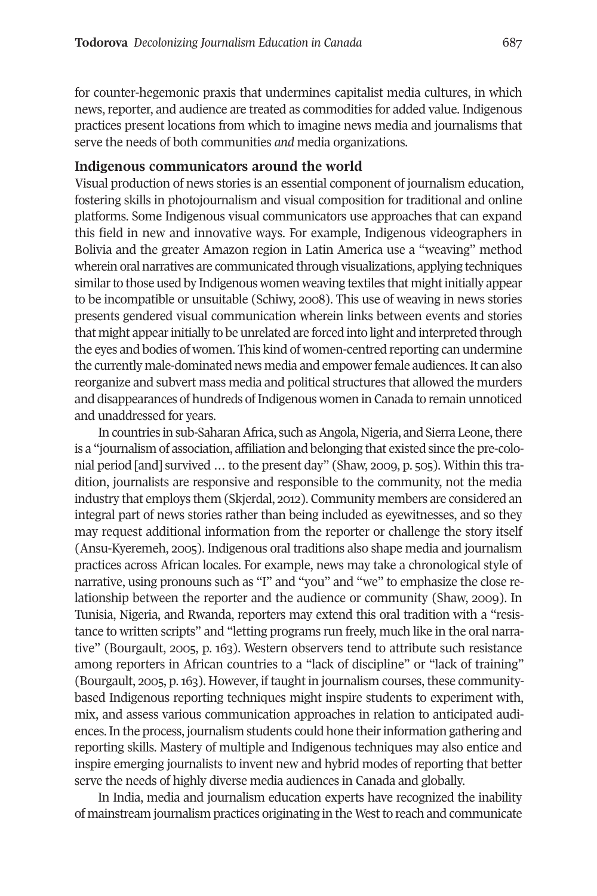for counter-hegemonic praxis that undermines capitalist media cultures, in which news, reporter, and audience are treated as commodities for added value. Indigenous practices present locations from which to imagine news media and journalisms that serve the needs of both communities *and* media organizations.

### Indigenous communicators around the world

Visual production of news stories is an essential component of journalism education, fostering skills in photojournalism and visual composition for traditional and online platforms. Some Indigenous visual communicators use approaches that can expand this field in new and innovative ways. For example, Indigenous videographers in Bolivia and the greater Amazon region in Latin America use a "weaving" method wherein oral narratives are communicated through visualizations, applying techniques similar to those used by Indigenous women weaving textiles that might initially appear to be incompatible or unsuitable (Schiwy, 2008). This use of weaving in news stories presents gendered visual communication wherein links between events and stories that might appear initially to be unrelated are forced into light and interpreted through the eyes and bodies of women. This kind of women-centred reporting can undermine the currently male-dominated news media and empower female audiences. It can also reorganize and subvert mass media and political structures that allowed the murders and disappearances of hundreds of Indigenous women in Canada to remain unnoticed and unaddressed for years.

In countries in sub-Saharan Africa, such as Angola, Nigeria, and Sierra Leone, there is a "journalism of association, affiliation and belonging that existed since the pre-colonial period [and] survived … to the present day" (Shaw, 2009, p. 505). Within this tradition, journalists are responsive and responsible to the community, not the media industry that employs them (Skjerdal, 2012). Community members are considered an integral part of news stories rather than being included as eyewitnesses, and so they may request additional information from the reporter or challenge the story itself (Ansu-Kyeremeh, 2005). Indigenous oral traditions also shape media and journalism practices across African locales. For example, news may take a chronological style of narrative, using pronouns such as "I" and "you" and "we" to emphasize the close relationship between the reporter and the audience or community (Shaw, 2009). In Tunisia, Nigeria, and Rwanda, reporters may extend this oral tradition with a "resistance to written scripts" and "letting programs run freely, much like in the oral narrative" (Bourgault, 2005, p. 163). Western observers tend to attribute such resistance among reporters in African countries to a "lack of discipline" or "lack of training" (Bourgault, 2005, p. 163). However, if taught in journalism courses, these community-based Indigenous reporting techniques might inspire students to experiment with, mix, and assess various communication approaches in relation to anticipated audiences. In the process, journalism students could hone their information gathering and reporting skills. Mastery of multiple and Indigenous techniques may also entice and inspire emerging journalists to invent new and hybrid modes of reporting that better serve the needs of highly diverse media audiences in Canada and globally.

In India, media and journalism education experts have recognized the inability of mainstream journalism practices originating in the West to reach and communicate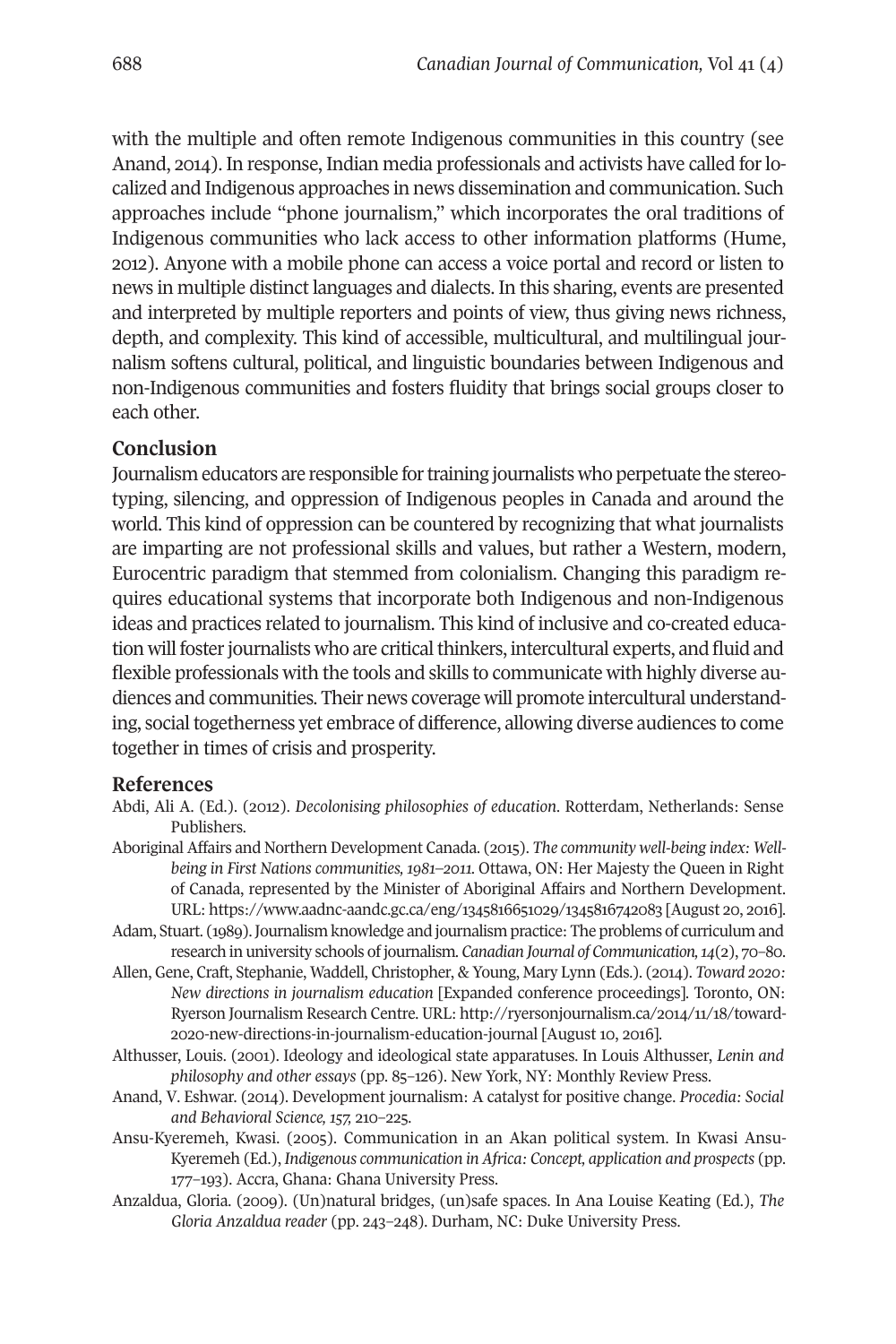with the multiple and often remote Indigenous communities in this country (see Anand, 2014). In response, Indian media professionals and activists have called for localized and Indigenous approaches in news dissemination and communication. Such approaches include "phone journalism," which incorporates the oral traditions of Indigenous communities who lack access to other information platforms (Hume, 2012). Anyone with a mobile phone can access a voice portal and record or listen to news in multiple distinct languages and dialects. In this sharing, events are presented and interpreted by multiple reporters and points of view, thus giving news richness, depth, and complexity. This kind of accessible, multicultural, and multilingual journalism softens cultural, political, and linguistic boundaries between Indigenous and non-Indigenous communities and fosters fluidity that brings social groups closer to each other.

## Conclusion

Journalism educators are responsible for training journalists who perpetuate the stereotyping, silencing, and oppression of Indigenous peoples in Canada and around the world. This kind of oppression can be countered by recognizing that what journalists are imparting are not professional skills and values, but rather a Western, modern, Eurocentric paradigm that stemmed from colonialism. Changing this paradigm requires educational systems that incorporate both Indigenous and non-Indigenous ideas and practices related to journalism. This kind of inclusive and co-created education will foster journalists who are critical thinkers, intercultural experts, and fluid and flexible professionals with the tools and skills to communicate with highly diverse audiences and communities. Their news coverage will promote intercultural understanding, social togetherness yet embrace of difference, allowing diverse audiences to come together in times of crisis and prosperity.

## References

Abdi, Ali A. (Ed.). (2012). *Decolonising philosophies of education*. Rotterdam, Netherlands: Sense Publishers.

Aboriginal Affairs and Northern Development Canada. (2015). *The community well-being index: Well-being in First Nations communities, 1981–2011*. Ottawa, ON: Her Majesty the Queen in Right of Canada, represented by the Minister of Aboriginal Affairs and Northern Development. URL: https://www.aadnc-aandc.gc.ca/eng/1345816651029/1345816742083 [August 20, 2016].

Adam, Stuart. (1989). Journalism knowledge and journalism practice: The problems of curriculum and research in university schools of journalism. *Canadian Journal of Communication, 14*(2), 70–80.

Allen, Gene, Craft, Stephanie, Waddell, Christopher, & Young, Mary Lynn (Eds.). (2014). *Toward 2020: New directions in journalism education* [Expanded conference proceedings]. Toronto, ON: Ryerson Journalism Research Centre. URL: http://ryersonjournalism.ca/2014/11/18/toward-2020-new-directions-in-journalism-education-journal [August 10, 2016].

Althusser, Louis. (2001). Ideology and ideological state apparatuses. In Louis Althusser, *Lenin and philosophy and other essays* (pp. 85–126). New York, NY: Monthly Review Press.

Anand, V. Eshwar. (2014). Development journalism: A catalyst for positive change. *Procedia: Social and Behavioral Science, 157*, 210–225.

Ansu-Kyeremeh, Kwasi. (2005). Communication in an Akan political system. In Kwasi Ansu-Kyeremeh (Ed.), *Indigenous communication in Africa: Concept, application and prospects* (pp. 177–193). Accra, Ghana: Ghana University Press.

Anzaldua, Gloria. (2009). (Un)natural bridges, (un)safe spaces. In Ana Louise Keating (Ed.), *The Gloria Anzaldua reader* (pp. 243–248). Durham, NC: Duke University Press.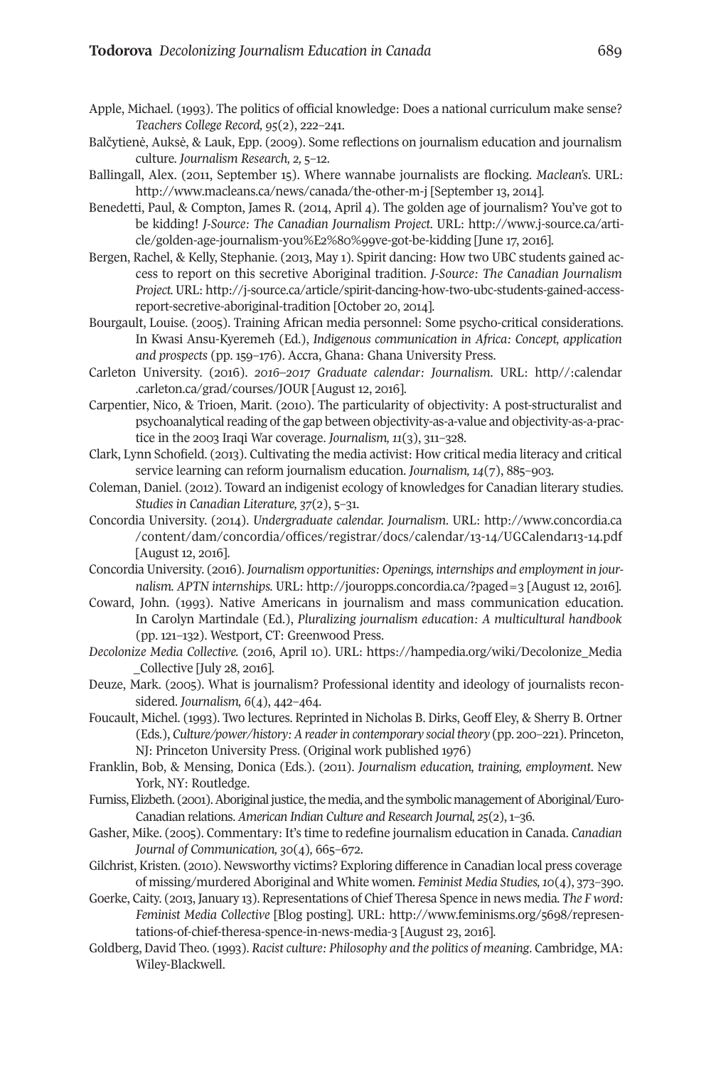Apple, Michael. (1993). The politics of official knowledge: Does a national curriculum make sense? *Teachers College Record, 95*(2), 222–241.

Balčytienė, Auksė, & Lauk, Epp. (2009). Some reflections on journalism education and journalism culture. *Journalism Research, 2,* 5–12.

Ballingall, Alex. (2011, September 15). Where wannabe journalists are flocking. *Maclean's*. URL: http://www.macleans.ca/news/canada/the-other-m-j [September 13, 2014].

Benedetti, Paul, & Compton, James R. (2014, April 4). The golden age of journalism? You've got to be kidding! *J-Source: The Canadian Journalism Project*. URL: http://www.j-source.ca/article/golden-age-journalism-you%E2%80%99ve-got-be-kidding [June 17, 2016].

Bergen, Rachel, & Kelly, Stephanie. (2013, May 1). Spirit dancing: How two UBC students gained access to report on this secretive Aboriginal tradition. *J-Source: The Canadian Journalism Project.* URL: http://j-source.ca/article/spirit-dancing-how-two-ubc-students-gained-access-report-secretive-aboriginal-tradition [October 20, 2014].

Bourgault, Louise. (2005). Training African media personnel: Some psycho-critical considerations. In Kwasi Ansu-Kyeremeh (Ed.), *Indigenous communication in Africa: Concept, application and prospects* (pp. 159–176). Accra, Ghana: Ghana University Press.

Carleton University. (2016). *2016–2017 Graduate calendar: Journalism*. URL: http//:calendar.carleton.ca/grad/courses/JOUR [August 12, 2016].

Carpentier, Nico, & Trioen, Marit. (2010). The particularity of objectivity: A post-structuralist and psychoanalytical reading of the gap between objectivity-as-a-value and objectivity-as-a-practice in the 2003 Iraqi War coverage. *Journalism, 11*(3), 311–328.

Clark, Lynn Schofield. (2013). Cultivating the media activist: How critical media literacy and critical service learning can reform journalism education. *Journalism, 14*(7), 885–903.

Coleman, Daniel. (2012). Toward an indigenist ecology of knowledges for Canadian literary studies. *Studies in Canadian Literature, 37*(2), 5–31.

Concordia University. (2014). *Undergraduate calendar. Journalism*. URL: http://www.concordia.ca/content/dam/concordia/offices/registrar/docs/calendar/13-14/UGCalendar13-14.pdf [August 12, 2016].

Concordia University. (2016). *Journalism opportunities: Openings, internships and employment in journalism. APTN internships.* URL: http://jouropps.concordia.ca/?paged=3 [August 12, 2016].

Coward, John. (1993). Native Americans in journalism and mass communication education. In Carolyn Martindale (Ed.), *Pluralizing journalism education: A multicultural handbook* (pp. 121–132). Westport, CT: Greenwood Press.

*Decolonize Media Collective.* (2016, April 10). URL: https://hampedia.org/wiki/Decolonize_Media_Collective [July 28, 2016].

Deuze, Mark. (2005). What is journalism? Professional identity and ideology of journalists reconsidered. *Journalism, 6*(4), 442–464.

Foucault, Michel. (1993). Two lectures. Reprinted in Nicholas B. Dirks, Geoff Eley, & Sherry B. Ortner (Eds.), *Culture/power/history: A reader in contemporary social theory* (pp. 200–221). Princeton, NJ: Princeton University Press. (Original work published 1976)

Franklin, Bob, & Mensing, Donica (Eds.). (2011). *Journalism education, training, employment*. New York, NY: Routledge.

Furniss, Elizbeth. (2001). Aboriginal justice, the media, and the symbolic management of Aboriginal/Euro-Canadian relations. *American Indian Culture and Research Journal, 25*(2), 1–36.

Gasher, Mike. (2005). Commentary: It's time to redefine journalism education in Canada. *Canadian Journal of Communication, 30*(4)*,* 665–672.

Gilchrist, Kristen. (2010). Newsworthy victims? Exploring difference in Canadian local press coverage of missing/murdered Aboriginal and White women. *Feminist Media Studies, 10*(4), 373–390.

Goerke, Caity. (2013, January 13). Representations of Chief Theresa Spence in news media. *The F word: Feminist Media Collective* [Blog posting]. URL: http://www.feminisms.org/5698/representations-of-chief-theresa-spence-in-news-media-3 [August 23, 2016].

Goldberg, David Theo. (1993). *Racist culture: Philosophy and the politics of meaning*. Cambridge, MA: Wiley-Blackwell.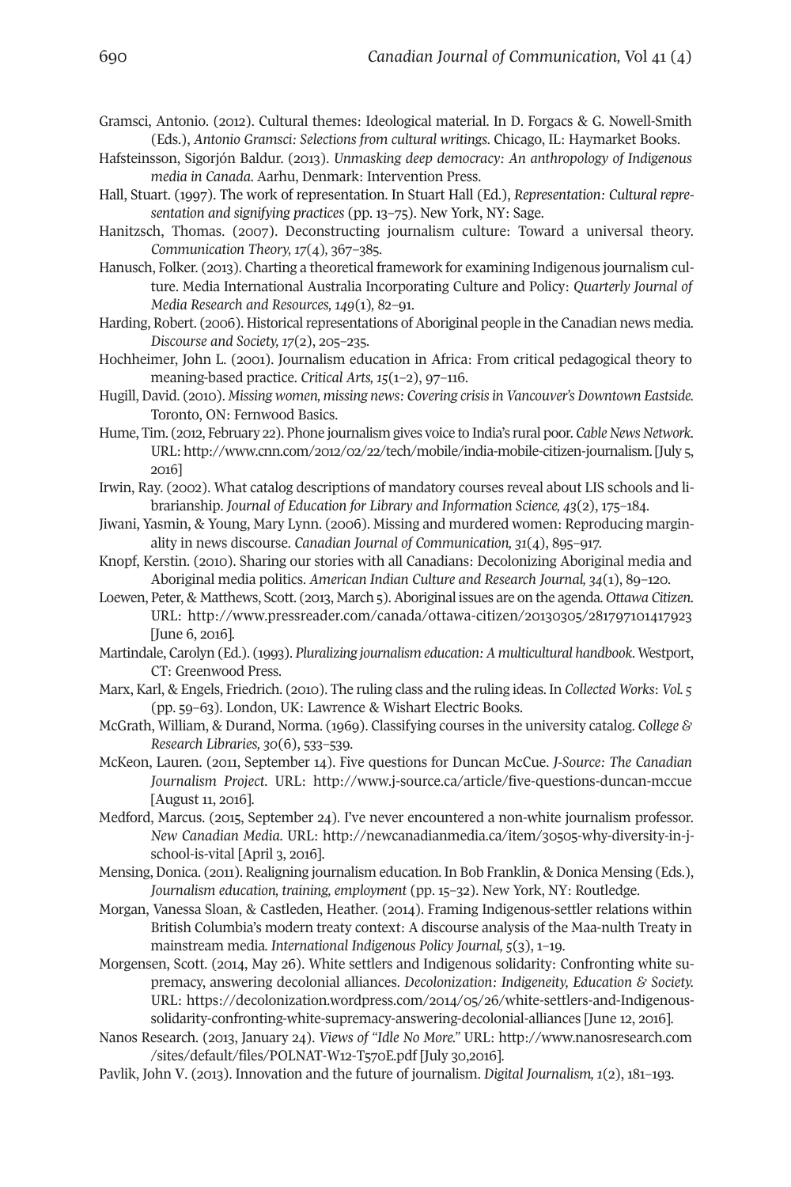Gramsci, Antonio. (2012). Cultural themes: Ideological material. In D. Forgacs & G. Nowell-Smith (Eds.), *Antonio Gramsci: Selections from cultural writings*. Chicago, IL: Haymarket Books.

Hafsteinsson, Sigorjón Baldur. (2013). *Unmasking deep democracy: An anthropology of Indigenous media in Canada*. Aarhu, Denmark: Intervention Press.

Hall, Stuart. (1997). The work of representation. In Stuart Hall (Ed.), *Representation: Cultural representation and signifying practices* (pp. 13–75). New York, NY: Sage.

Hanitzsch, Thomas. (2007). Deconstructing journalism culture: Toward a universal theory. *Communication Theory, 17*(4), 367–385.

Hanusch, Folker. (2013). Charting a theoretical framework for examining Indigenous journalism culture. Media International Australia Incorporating Culture and Policy: *Quarterly Journal of Media Research and Resources, 149*(1), 82–91.

Harding, Robert. (2006). Historical representations of Aboriginal people in the Canadian news media. *Discourse and Society, 17*(2), 205–235.

Hochheimer, John L. (2001). Journalism education in Africa: From critical pedagogical theory to meaning-based practice. *Critical Arts, 15*(1–2), 97–116.

Hugill, David. (2010). *Missing women, missing news: Covering crisis in Vancouver's Downtown Eastside*. Toronto, ON: Fernwood Basics.

Hume, Tim. (2012, February 22). Phone journalism gives voice to India's rural poor. *Cable News Network*. URL: http://www.cnn.com/2012/02/22/tech/mobile/india-mobile-citizen-journalism. [July 5, 2016]

Irwin, Ray. (2002). What catalog descriptions of mandatory courses reveal about LIS schools and librarianship. *Journal of Education for Library and Information Science, 43*(2), 175–184.

Jiwani, Yasmin, & Young, Mary Lynn. (2006). Missing and murdered women: Reproducing marginality in news discourse. *Canadian Journal of Communication, 31*(4), 895–917.

Knopf, Kerstin. (2010). Sharing our stories with all Canadians: Decolonizing Aboriginal media and Aboriginal media politics. *American Indian Culture and Research Journal, 34*(1), 89–120.

Loewen, Peter, & Matthews, Scott. (2013, March 5). Aboriginal issues are on the agenda. *Ottawa Citizen*. URL: http://www.pressreader.com/canada/ottawa-citizen/20130305/281797101417923 [June 6, 2016].

Martindale, Carolyn (Ed.). (1993). *Pluralizing journalism education: A multicultural handbook*. Westport, CT: Greenwood Press.

Marx, Karl, & Engels, Friedrich. (2010). The ruling class and the ruling ideas. In *Collected Works: Vol. 5* (pp. 59–63). London, UK: Lawrence & Wishart Electric Books.

McGrath, William, & Durand, Norma. (1969). Classifying courses in the university catalog. *College & Research Libraries, 30*(6), 533–539.

McKeon, Lauren. (2011, September 14). Five questions for Duncan McCue. *J-Source: The Canadian Journalism Project*. URL: http://www.j-source.ca/article/five-questions-duncan-mccue [August 11, 2016].

Medford, Marcus. (2015, September 24). I've never encountered a non-white journalism professor. *New Canadian Media*. URL: http://newcanadianmedia.ca/item/30505-why-diversity-in-j-school-is-vital [April 3, 2016].

Mensing, Donica. (2011). Realigning journalism education. In Bob Franklin, & Donica Mensing (Eds.), *Journalism education, training, employment* (pp. 15–32). New York, NY: Routledge.

Morgan, Vanessa Sloan, & Castleden, Heather. (2014). Framing Indigenous-settler relations within British Columbia's modern treaty context: A discourse analysis of the Maa-nulth Treaty in mainstream media. *International Indigenous Policy Journal, 5*(3), 1–19.

Morgensen, Scott. (2014, May 26). White settlers and Indigenous solidarity: Confronting white supremacy, answering decolonial alliances. *Decolonization: Indigeneity, Education & Society*. URL: https://decolonization.wordpress.com/2014/05/26/white-settlers-and-Indigenous-solidarity-confronting-white-supremacy-answering-decolonial-alliances [June 12, 2016].

Nanos Research. (2013, January 24). *Views of "Idle No More."* URL: http://www.nanosresearch.com/sites/default/files/POLNAT-W12-T570E.pdf [July 30,2016].

Pavlik, John V. (2013). Innovation and the future of journalism. *Digital Journalism, 1*(2), 181–193.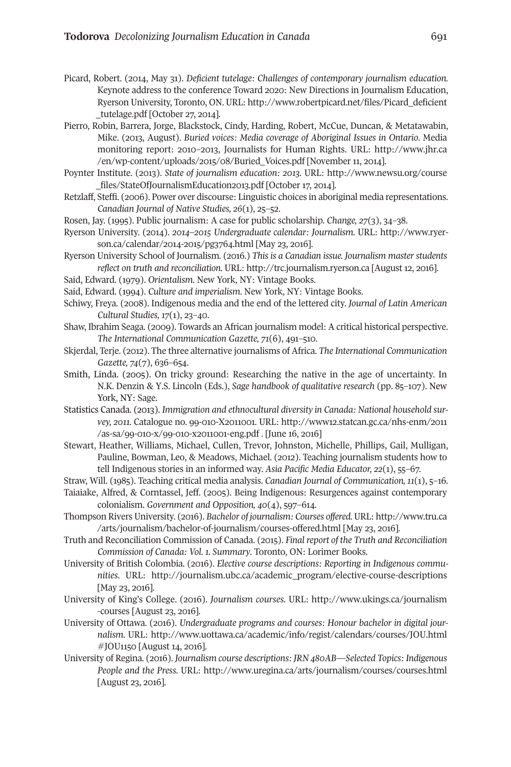Picard, Robert. (2014, May 31). *Deficient tutelage: Challenges of contemporary journalism education.* Keynote address to the conference Toward 2020: New Directions in Journalism Education, Ryerson University, Toronto, ON. URL: http://www.robertpicard.net/files/Picard_deficient_tutelage.pdf [October 27, 2014].

Pierro, Robin, Barrera, Jorge, Blackstock, Cindy, Harding, Robert, McCue, Duncan, & Metatawabin, Mike. (2013, August). *Buried voices: Media coverage of Aboriginal Issues in Ontario*. Media monitoring report: 2010–2013, Journalists for Human Rights. URL: http://www.jhr.ca/en/wp-content/uploads/2015/08/Buried_Voices.pdf [November 11, 2014].

Poynter Institute. (2013). *State of journalism education: 2013.* URL: http://www.newsu.org/course_files/StateOfJournalismEducation2013.pdf [October 17, 2014].

Retzlaff, Steffi. (2006). Power over discourse: Linguistic choices in aboriginal media representations. *Canadian Journal of Native Studies, 26*(1), 25–52.

Rosen, Jay. (1995). Public journalism: A case for public scholarship. *Change, 27*(3), 34–38.

Ryerson University. (2014). *2014–2015 Undergraduate calendar: Journalism.* URL: http://www.ryerson.ca/calendar/2014-2015/pg3764.html [May 23, 2016].

Ryerson University School of Journalism. (2016.) *This is a Canadian issue. Journalism master students reflect on truth and reconciliation.* URL: http://trc.journalism.ryerson.ca [August 12, 2016].

Said, Edward. (1979). *Orientalism.* New York, NY: Vintage Books.

Said, Edward. (1994). *Culture and imperialism.* New York, NY: Vintage Books.

Schiwy, Freya. (2008). Indigenous media and the end of the lettered city. *Journal of Latin American Cultural Studies, 17*(1), 23–40.

Shaw, Ibrahim Seaga. (2009). Towards an African journalism model: A critical historical perspective. *The International Communication Gazette, 71*(6), 491–510.

Skjerdal, Terje. (2012). The three alternative journalisms of Africa. *The International Communication Gazette, 74*(7), 636–654.

Smith, Linda. (2005). On tricky ground: Researching the native in the age of uncertainty. In N.K. Denzin & Y.S. Lincoln (Eds.), *Sage handbook of qualitative research* (pp. 85–107). New York, NY: Sage.

Statistics Canada. (2013). *Immigration and ethnocultural diversity in Canada: National household survey, 2011.* Catalogue no. 99-010-X2011001. URL: http://www12.statcan.gc.ca/nhs-enm/2011/as-sa/99-010-x/99-010-x2011001-eng.pdf . [June 16, 2016]

Stewart, Heather, Williams, Michael, Cullen, Trevor, Johnston, Michelle, Phillips, Gail, Mulligan, Pauline, Bowman, Leo, & Meadows, Michael. (2012). Teaching journalism students how to tell Indigenous stories in an informed way. *Asia Pacific Media Educator, 22*(1), 55–67.

Straw, Will. (1985). Teaching critical media analysis. *Canadian Journal of Communication, 11*(1), 5–16.

Taiaiake, Alfred, & Corntassel, Jeff. (2005). Being Indigenous: Resurgences against contemporary colonialism. *Government and Opposition, 40*(4), 597–614.

Thompson Rivers University. (2016). *Bachelor of journalism: Courses offered.* URL: http://www.tru.ca/arts/journalism/bachelor-of-journalism/courses-offered.html [May 23, 2016].

Truth and Reconciliation Commission of Canada. (2015). *Final report of the Truth and Reconciliation Commission of Canada: Vol. 1. Summary*. Toronto, ON: Lorimer Books.

University of British Colombia. (2016). *Elective course descriptions: Reporting in Indigenous communities.* URL: http://journalism.ubc.ca/academic_program/elective-course-descriptions [May 23, 2016].

University of King's College. (2016). *Journalism courses.* URL: http://www.ukings.ca/journalism-courses [August 23, 2016].

University of Ottawa. (2016). *Undergraduate programs and courses: Honour bachelor in digital journalism.* URL: http://www.uottawa.ca/academic/info/regist/calendars/courses/JOU.html#JOU1150 [August 14, 2016].

University of Regina. (2016). *Journalism course descriptions: JRN 480AB—Selected Topics: Indigenous People and the Press.* URL: http://www.uregina.ca/arts/journalism/courses/courses.html [August 23, 2016].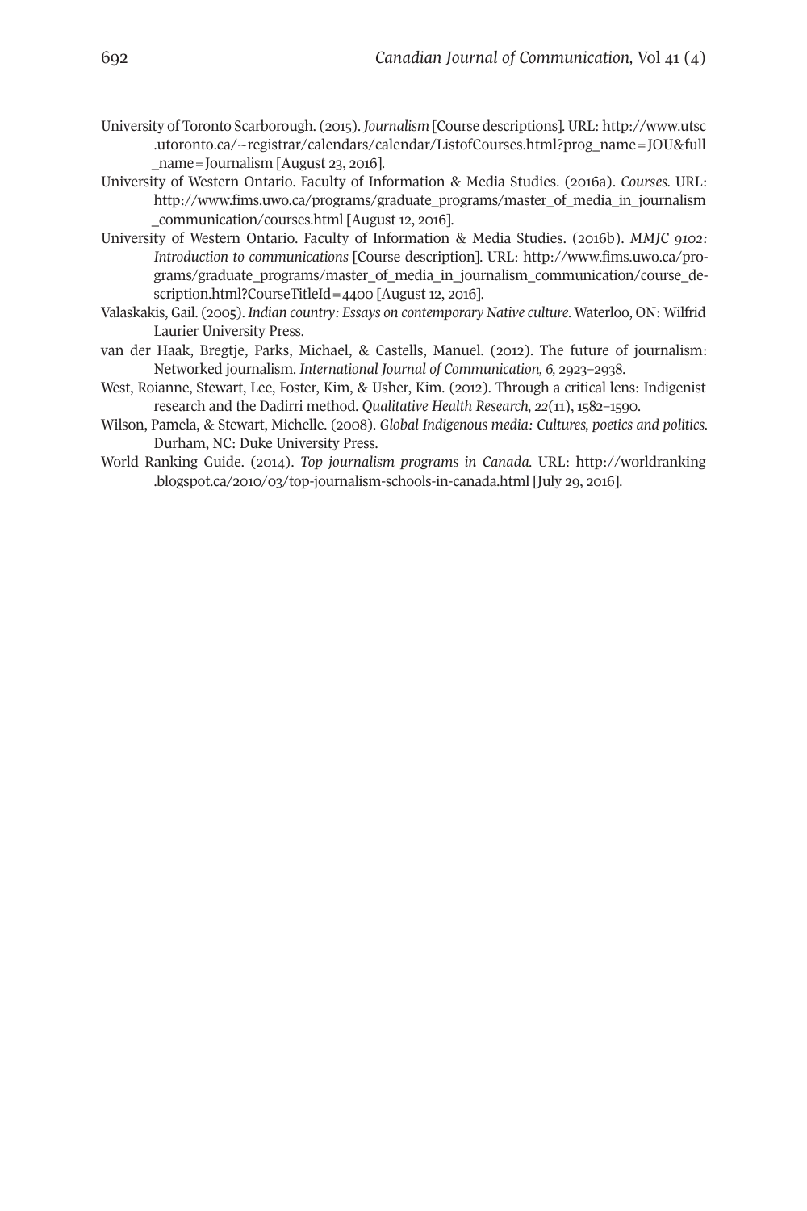University of Toronto Scarborough. (2015). *Journalism* [Course descriptions]. URL: http://www.utsc.utoronto.ca/~registrar/calendars/calendar/ListofCourses.html?prog_name=JOU&full_name=Journalism [August 23, 2016].

University of Western Ontario. Faculty of Information & Media Studies. (2016a). *Courses*. URL: http://www.fims.uwo.ca/programs/graduate_programs/master_of_media_in_journalism_communication/courses.html [August 12, 2016].

University of Western Ontario. Faculty of Information & Media Studies. (2016b). *MMJC 9102: Introduction to communications* [Course description]. URL: http://www.fims.uwo.ca/programs/graduate_programs/master_of_media_in_journalism_communication/course_description.html?CourseTitleId=4400 [August 12, 2016].

Valaskakis, Gail. (2005). *Indian country: Essays on contemporary Native culture*. Waterloo, ON: Wilfrid Laurier University Press.

van der Haak, Bregtje, Parks, Michael, & Castells, Manuel. (2012). The future of journalism: Networked journalism. *International Journal of Communication, 6*, 2923–2938.

West, Roianne, Stewart, Lee, Foster, Kim, & Usher, Kim. (2012). Through a critical lens: Indigenist research and the Dadirri method. *Qualitative Health Research, 22*(11), 1582–1590.

Wilson, Pamela, & Stewart, Michelle. (2008). *Global Indigenous media: Cultures, poetics and politics*. Durham, NC: Duke University Press.

World Ranking Guide. (2014). *Top journalism programs in Canada*. URL: http://worldranking.blogspot.ca/2010/03/top-journalism-schools-in-canada.html [July 29, 2016].